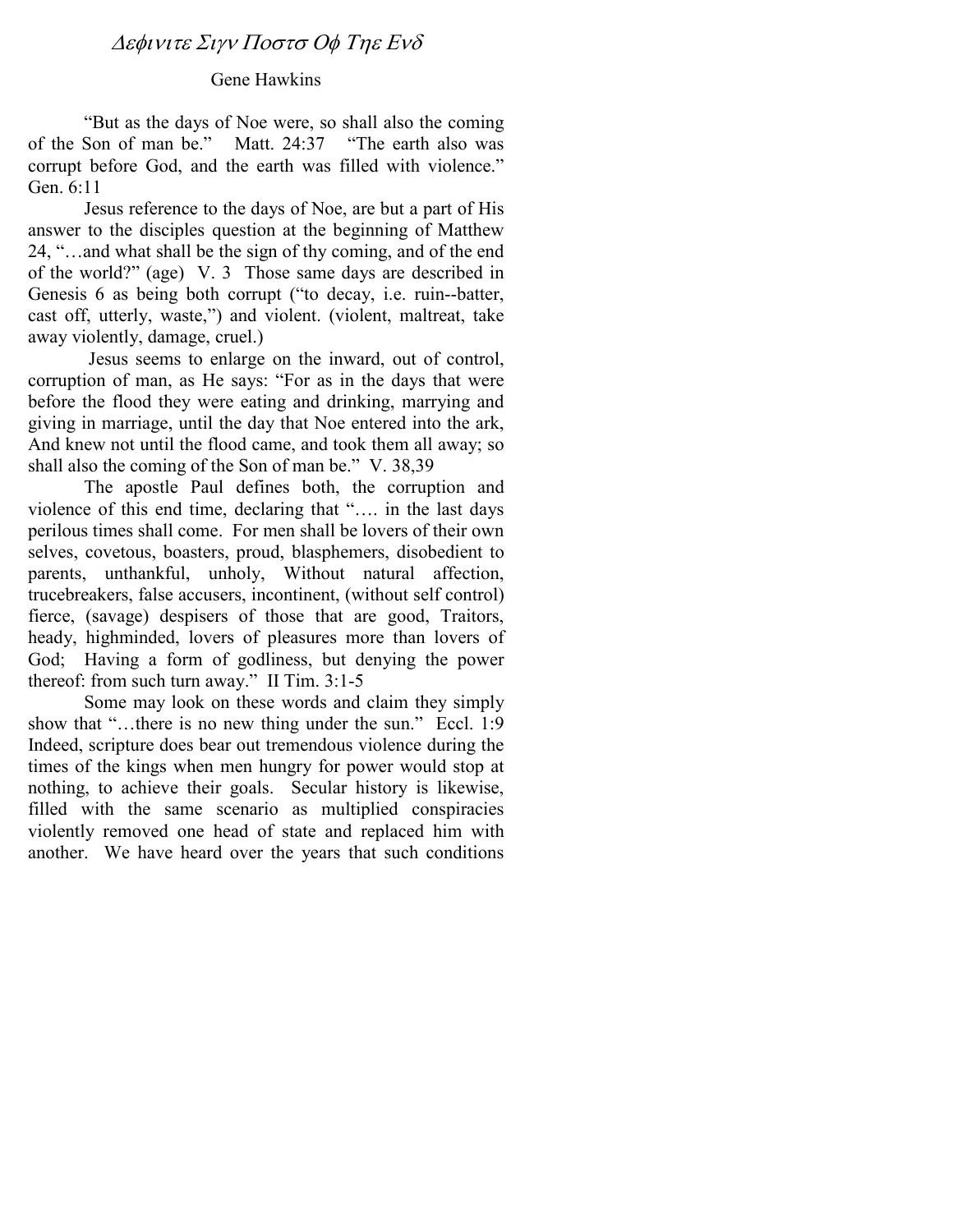# Δεφινιτε Σιγν Ποστσ Οφ Τηε Ενδ

Gene Hawkins

"But as the days of Noe were, so shall also the coming of the Son of man be." Matt. 24:37 "The earth also was corrupt before God, and the earth was filled with violence." Gen. 6:11

Jesus reference to the days of Noe, are but a part of His answer to the disciples question at the beginning of Matthew 24, "…and what shall be the sign of thy coming, and of the end of the world?" (age) V. 3 Those same days are described in Genesis 6 as being both corrupt ("to decay, i.e. ruin--batter, cast off, utterly, waste,") and violent. (violent, maltreat, take away violently, damage, cruel.)

Jesus seems to enlarge on the inward, out of control, corruption of man, as He says: "For as in the days that were before the flood they were eating and drinking, marrying and giving in marriage, until the day that Noe entered into the ark, And knew not until the flood came, and took them all away; so shall also the coming of the Son of man be." V. 38,39

The apostle Paul defines both, the corruption and violence of this end time, declaring that "…. in the last days perilous times shall come. For men shall be lovers of their own selves, covetous, boasters, proud, blasphemers, disobedient to parents, unthankful, unholy, Without natural affection, trucebreakers, false accusers, incontinent, (without self control) fierce, (savage) despisers of those that are good, Traitors, heady, highminded, lovers of pleasures more than lovers of God; Having a form of godliness, but denying the power thereof: from such turn away." II Tim. 3:1-5

Some may look on these words and claim they simply show that "…there is no new thing under the sun." Eccl. 1:9 Indeed, scripture does bear out tremendous violence during the times of the kings when men hungry for power would stop at nothing, to achieve their goals. Secular history is likewise, filled with the same scenario as multiplied conspiracies violently removed one head of state and replaced him with another. We have heard over the years that such conditions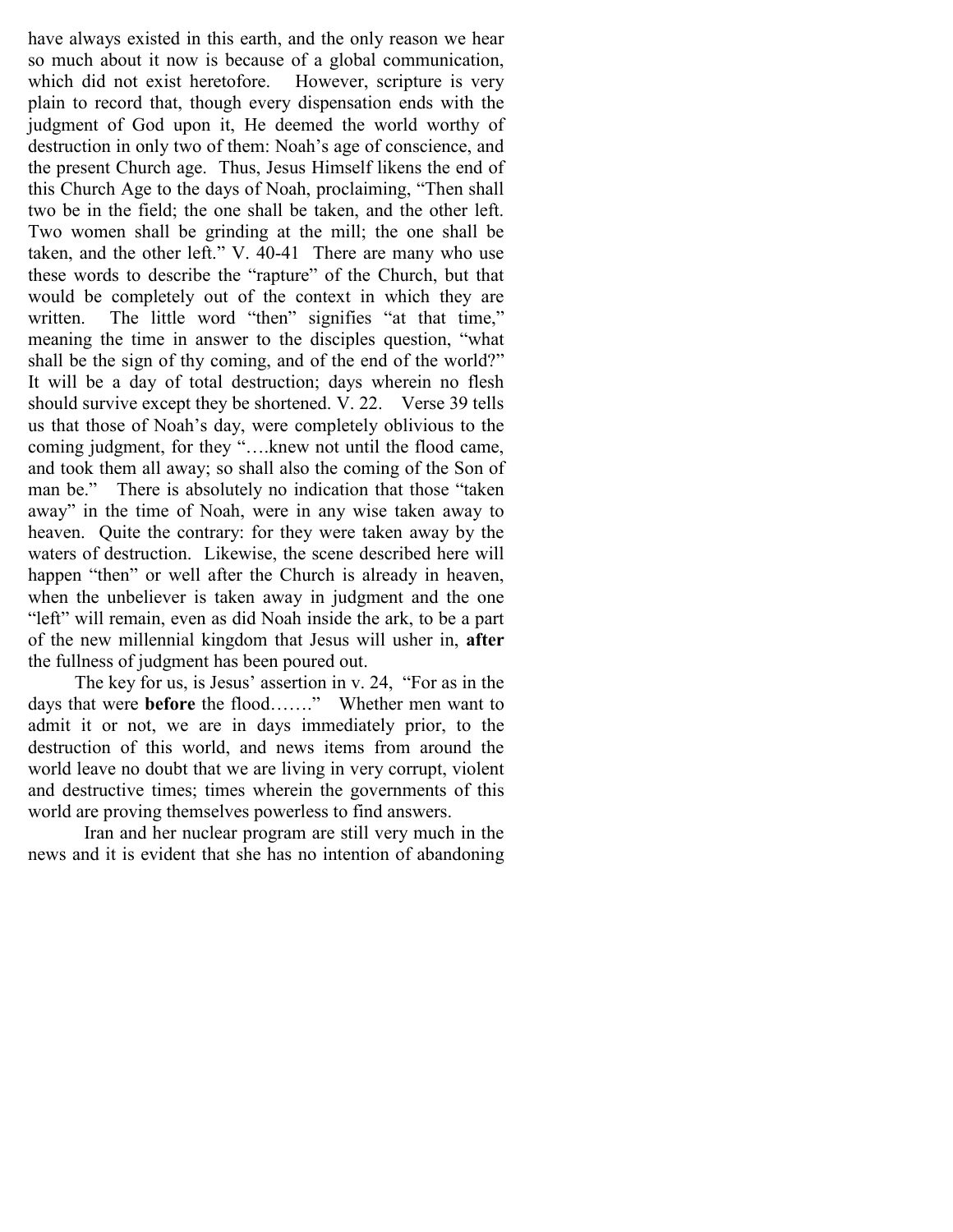have always existed in this earth, and the only reason we hear so much about it now is because of a global communication, which did not exist heretofore. However, scripture is very plain to record that, though every dispensation ends with the judgment of God upon it, He deemed the world worthy of destruction in only two of them: Noah's age of conscience, and the present Church age. Thus, Jesus Himself likens the end of this Church Age to the days of Noah, proclaiming, "Then shall two be in the field; the one shall be taken, and the other left. Two women shall be grinding at the mill; the one shall be taken, and the other left." V. 40-41 There are many who use these words to describe the "rapture" of the Church, but that would be completely out of the context in which they are written. The little word "then" signifies "at that time," meaning the time in answer to the disciples question, "what shall be the sign of thy coming, and of the end of the world?" It will be a day of total destruction; days wherein no flesh should survive except they be shortened. V. 22. Verse 39 tells us that those of Noah's day, were completely oblivious to the coming judgment, for they "….knew not until the flood came, and took them all away; so shall also the coming of the Son of man be." There is absolutely no indication that those "taken away" in the time of Noah, were in any wise taken away to heaven. Quite the contrary: for they were taken away by the waters of destruction. Likewise, the scene described here will happen "then" or well after the Church is already in heaven, when the unbeliever is taken away in judgment and the one "left" will remain, even as did Noah inside the ark, to be a part of the new millennial kingdom that Jesus will usher in, **after** the fullness of judgment has been poured out.

The key for us, is Jesus' assertion in v. 24, "For as in the days that were **before** the flood……." Whether men want to admit it or not, we are in days immediately prior, to the destruction of this world, and news items from around the world leave no doubt that we are living in very corrupt, violent and destructive times; times wherein the governments of this world are proving themselves powerless to find answers.

Iran and her nuclear program are still very much in the news and it is evident that she has no intention of abandoning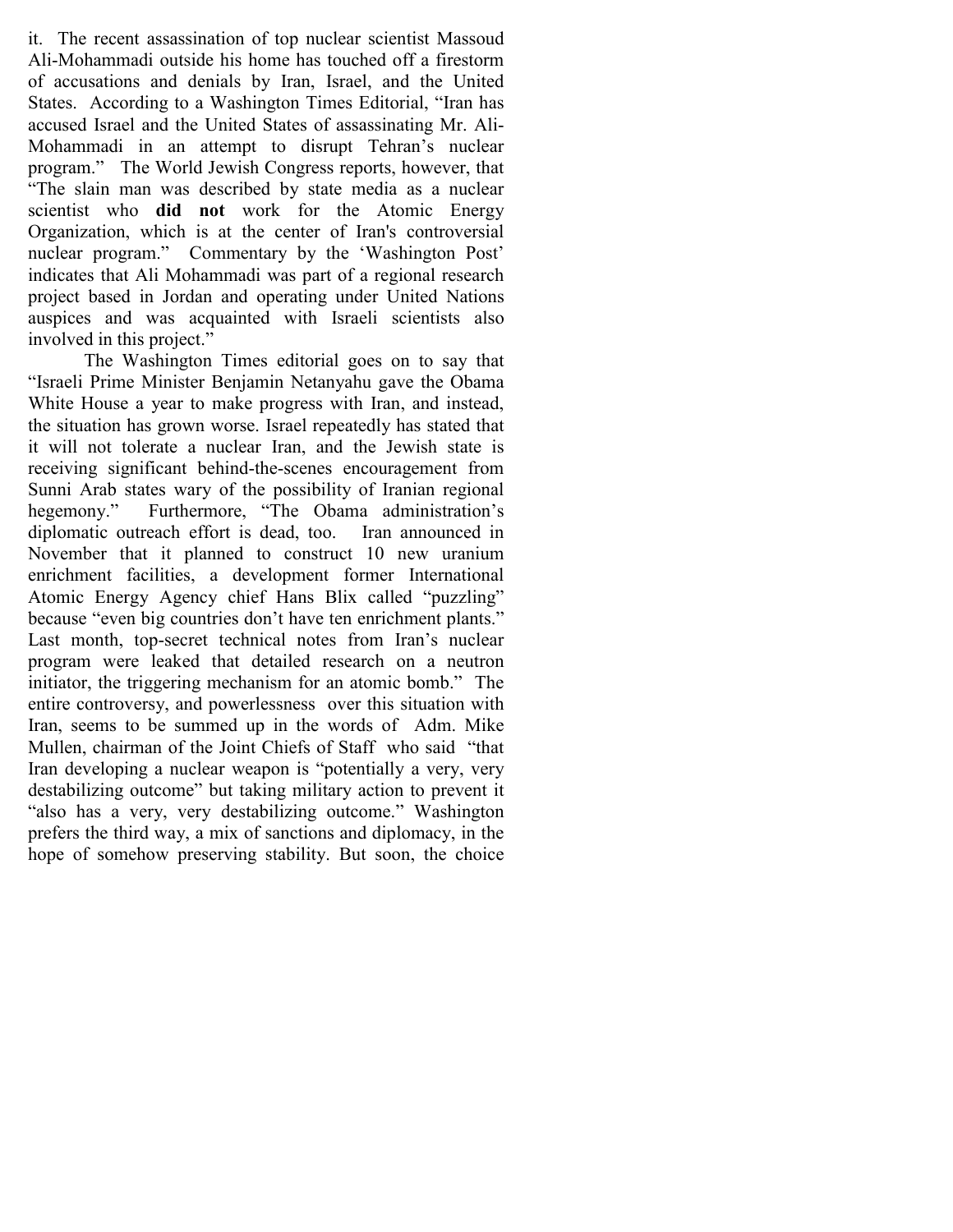it. The recent assassination of top nuclear scientist Massoud Ali-Mohammadi outside his home has touched off a firestorm of accusations and denials by Iran, Israel, and the United States. According to a Washington Times Editorial, "Iran has accused Israel and the United States of assassinating Mr. Ali-Mohammadi in an attempt to disrupt Tehran's nuclear program." The World Jewish Congress reports, however, that "The slain man was described by state media as a nuclear scientist who **did not** work for the Atomic Energy Organization, which is at the center of Iran's controversial nuclear program." Commentary by the 'Washington Post' indicates that Ali Mohammadi was part of a regional research project based in Jordan and operating under United Nations auspices and was acquainted with Israeli scientists also involved in this project."

The Washington Times editorial goes on to say that "Israeli Prime Minister Benjamin Netanyahu gave the Obama White House a year to make progress with Iran, and instead, the situation has grown worse. Israel repeatedly has stated that it will not tolerate a nuclear Iran, and the Jewish state is receiving significant behind-the-scenes encouragement from Sunni Arab states wary of the possibility of Iranian regional hegemony." Furthermore, "The Obama administration's diplomatic outreach effort is dead, too. Iran announced in November that it planned to construct 10 new uranium enrichment facilities, a development former International Atomic Energy Agency chief Hans Blix called "puzzling" because "even big countries don't have ten enrichment plants." Last month, top-secret technical notes from Iran's nuclear program were leaked that detailed research on a neutron initiator, the triggering mechanism for an atomic bomb." The entire controversy, and powerlessness over this situation with Iran, seems to be summed up in the words of Adm. Mike Mullen, chairman of the Joint Chiefs of Staff who said "that Iran developing a nuclear weapon is "potentially a very, very destabilizing outcome" but taking military action to prevent it "also has a very, very destabilizing outcome." Washington prefers the third way, a mix of sanctions and diplomacy, in the hope of somehow preserving stability. But soon, the choice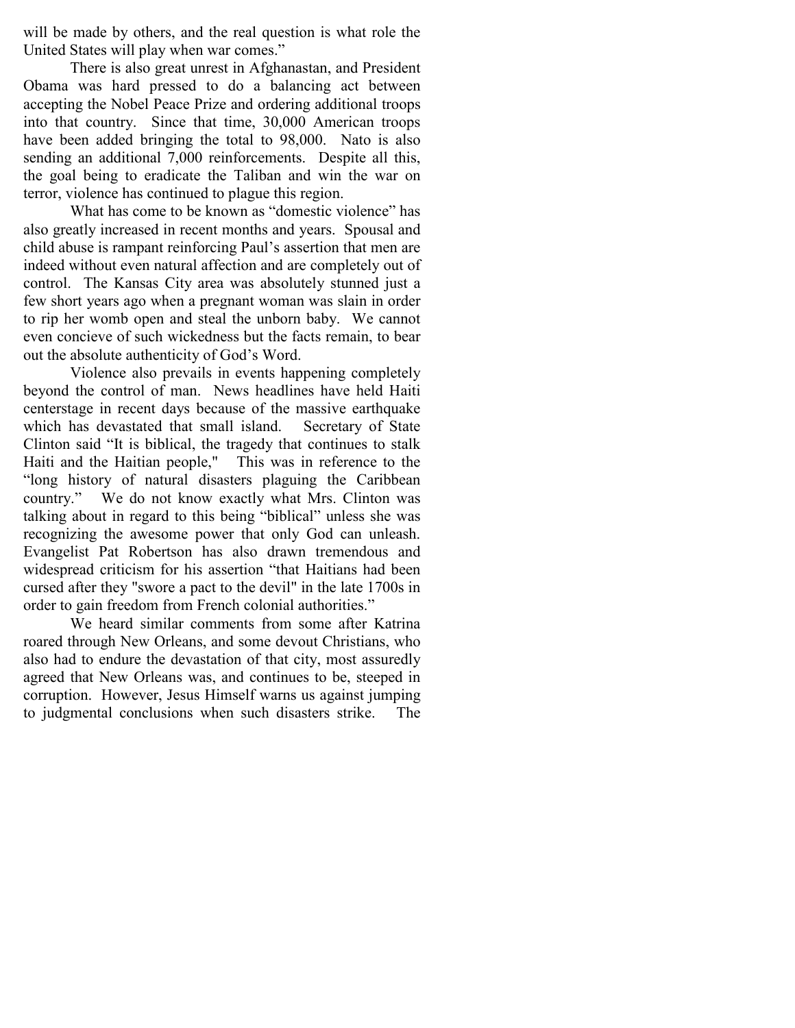will be made by others, and the real question is what role the United States will play when war comes."

There is also great unrest in Afghanastan, and President Obama was hard pressed to do a balancing act between accepting the Nobel Peace Prize and ordering additional troops into that country. Since that time, 30,000 American troops have been added bringing the total to 98,000. Nato is also sending an additional 7,000 reinforcements. Despite all this, the goal being to eradicate the Taliban and win the war on terror, violence has continued to plague this region.

What has come to be known as "domestic violence" has also greatly increased in recent months and years. Spousal and child abuse is rampant reinforcing Paul's assertion that men are indeed without even natural affection and are completely out of control. The Kansas City area was absolutely stunned just a few short years ago when a pregnant woman was slain in order to rip her womb open and steal the unborn baby. We cannot even concieve of such wickedness but the facts remain, to bear out the absolute authenticity of God's Word.

Violence also prevails in events happening completely beyond the control of man. News headlines have held Haiti centerstage in recent days because of the massive earthquake which has devastated that small island. Secretary of State Clinton said "It is biblical, the tragedy that continues to stalk Haiti and the Haitian people," This was in reference to the "long history of natural disasters plaguing the Caribbean country." We do not know exactly what Mrs. Clinton was talking about in regard to this being "biblical" unless she was recognizing the awesome power that only God can unleash. Evangelist Pat Robertson has also drawn tremendous and widespread criticism for his assertion "that Haitians had been cursed after they "swore a pact to the devil" in the late 1700s in order to gain freedom from French colonial authorities."

We heard similar comments from some after Katrina roared through New Orleans, and some devout Christians, who also had to endure the devastation of that city, most assuredly agreed that New Orleans was, and continues to be, steeped in corruption. However, Jesus Himself warns us against jumping to judgmental conclusions when such disasters strike. The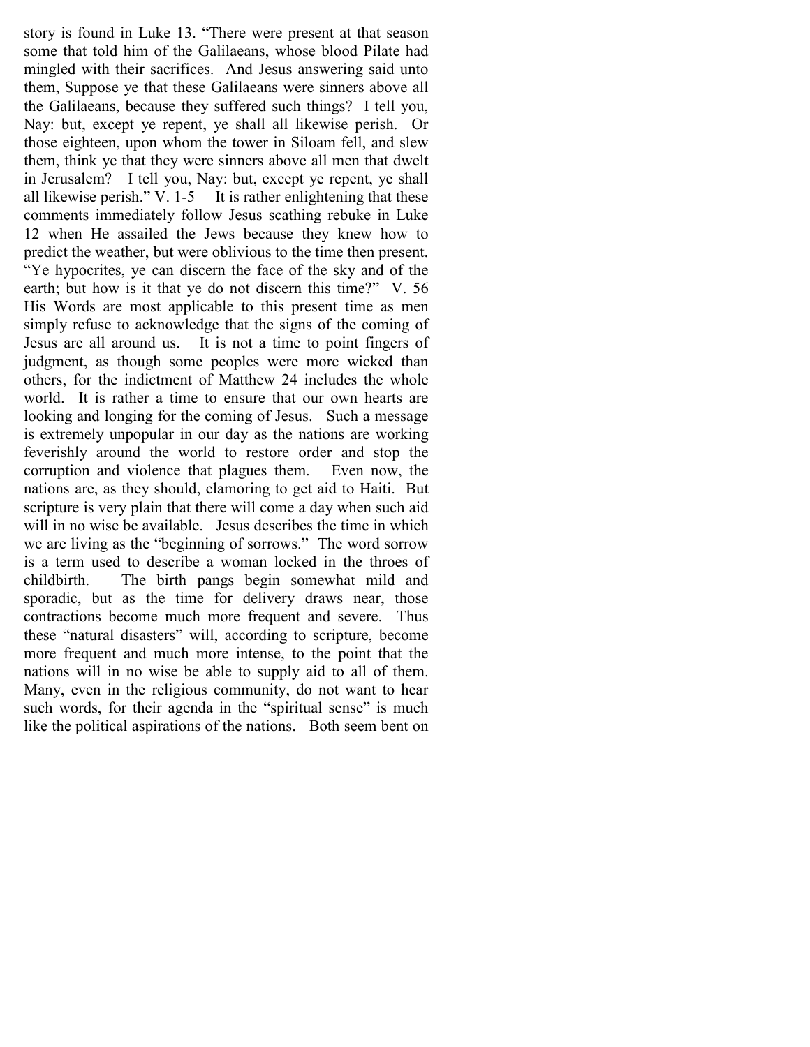story is found in Luke 13. "There were present at that season some that told him of the Galilaeans, whose blood Pilate had mingled with their sacrifices. And Jesus answering said unto them, Suppose ye that these Galilaeans were sinners above all the Galilaeans, because they suffered such things? I tell you, Nay: but, except ye repent, ye shall all likewise perish. Or those eighteen, upon whom the tower in Siloam fell, and slew them, think ye that they were sinners above all men that dwelt in Jerusalem? I tell you, Nay: but, except ye repent, ye shall all likewise perish." V. 1-5 It is rather enlightening that these comments immediately follow Jesus scathing rebuke in Luke 12 when He assailed the Jews because they knew how to predict the weather, but were oblivious to the time then present. "Ye hypocrites, ye can discern the face of the sky and of the earth; but how is it that ye do not discern this time?" V. 56 His Words are most applicable to this present time as men simply refuse to acknowledge that the signs of the coming of Jesus are all around us. It is not a time to point fingers of judgment, as though some peoples were more wicked than others, for the indictment of Matthew 24 includes the whole world. It is rather a time to ensure that our own hearts are looking and longing for the coming of Jesus. Such a message is extremely unpopular in our day as the nations are working feverishly around the world to restore order and stop the corruption and violence that plagues them. Even now, the nations are, as they should, clamoring to get aid to Haiti. But scripture is very plain that there will come a day when such aid will in no wise be available. Jesus describes the time in which we are living as the "beginning of sorrows." The word sorrow is a term used to describe a woman locked in the throes of childbirth. The birth pangs begin somewhat mild and sporadic, but as the time for delivery draws near, those contractions become much more frequent and severe. Thus these "natural disasters" will, according to scripture, become more frequent and much more intense, to the point that the nations will in no wise be able to supply aid to all of them. Many, even in the religious community, do not want to hear such words, for their agenda in the "spiritual sense" is much like the political aspirations of the nations. Both seem bent on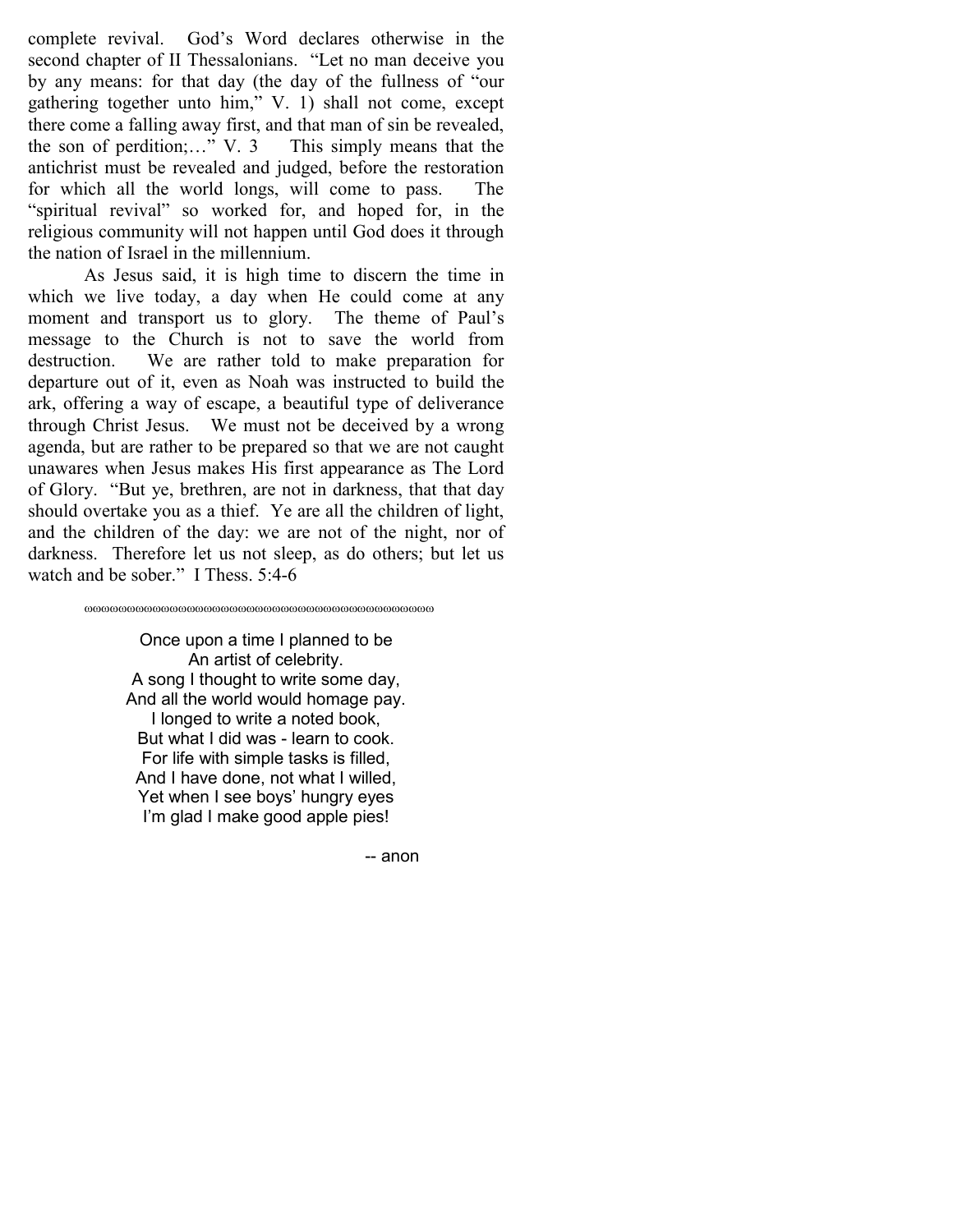complete revival. God's Word declares otherwise in the second chapter of II Thessalonians. "Let no man deceive you by any means: for that day (the day of the fullness of "our gathering together unto him," V. 1) shall not come, except there come a falling away first, and that man of sin be revealed, the son of perdition;…" V. 3 This simply means that the antichrist must be revealed and judged, before the restoration for which all the world longs, will come to pass. The "spiritual revival" so worked for, and hoped for, in the religious community will not happen until God does it through the nation of Israel in the millennium.

As Jesus said, it is high time to discern the time in which we live today, a day when He could come at any moment and transport us to glory. The theme of Paul's message to the Church is not to save the world from destruction. We are rather told to make preparation for departure out of it, even as Noah was instructed to build the ark, offering a way of escape, a beautiful type of deliverance through Christ Jesus. We must not be deceived by a wrong agenda, but are rather to be prepared so that we are not caught unawares when Jesus makes His first appearance as The Lord of Glory. "But ye, brethren, are not in darkness, that that day should overtake you as a thief. Ye are all the children of light, and the children of the day: we are not of the night, nor of darkness. Therefore let us not sleep, as do others; but let us watch and be sober." I Thess. 5:4-6

---

Once upon a time I planned to be
An artist of celebrity.
A song I thought to write some day,
And all the world would homage pay.
I longed to write a noted book,
But what I did was - learn to cook.
For life with simple tasks is filled,
And I have done, not what I willed,
Yet when I see boys' hungry eyes
I'm glad I make good apple pies!

-- anon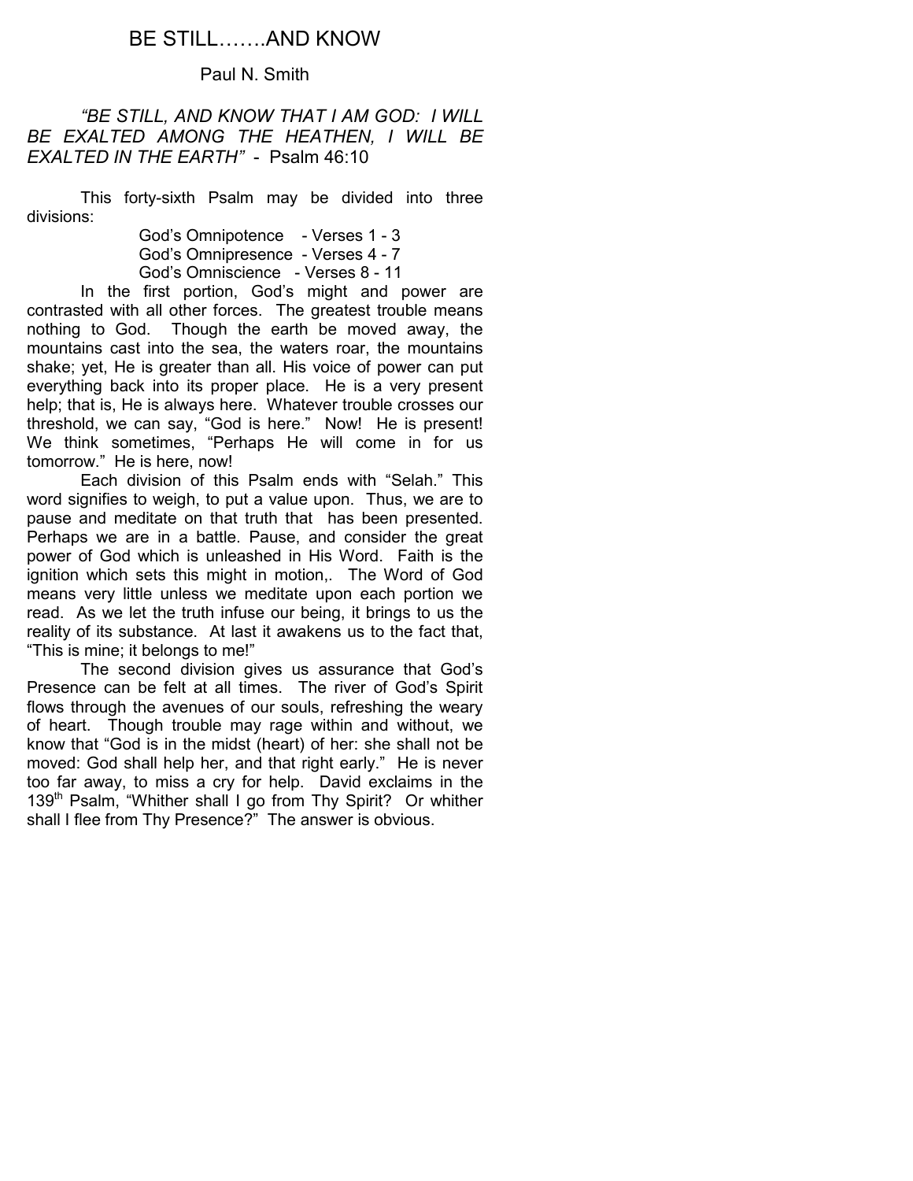# BE STILL…….AND KNOW

Paul N. Smith

*"BE STILL, AND KNOW THAT I AM GOD: I WILL BE EXALTED AMONG THE HEATHEN, I WILL BE EXALTED IN THE EARTH"* - Psalm 46:10

This forty-sixth Psalm may be divided into three divisions:

God's Omnipotence - Verses 1 - 3
God's Omnipresence - Verses 4 - 7
God's Omniscience - Verses 8 - 11

In the first portion, God's might and power are contrasted with all other forces. The greatest trouble means nothing to God. Though the earth be moved away, the mountains cast into the sea, the waters roar, the mountains shake; yet, He is greater than all. His voice of power can put everything back into its proper place. He is a very present help; that is, He is always here. Whatever trouble crosses our threshold, we can say, "God is here." Now! He is present! We think sometimes, "Perhaps He will come in for us tomorrow." He is here, now!

Each division of this Psalm ends with "Selah." This word signifies to weigh, to put a value upon. Thus, we are to pause and meditate on that truth that has been presented. Perhaps we are in a battle. Pause, and consider the great power of God which is unleashed in His Word. Faith is the ignition which sets this might in motion,. The Word of God means very little unless we meditate upon each portion we read. As we let the truth infuse our being, it brings to us the reality of its substance. At last it awakens us to the fact that, "This is mine; it belongs to me!"

The second division gives us assurance that God's Presence can be felt at all times. The river of God's Spirit flows through the avenues of our souls, refreshing the weary of heart. Though trouble may rage within and without, we know that "God is in the midst (heart) of her: she shall not be moved: God shall help her, and that right early." He is never too far away, to miss a cry for help. David exclaims in the 139th Psalm, "Whither shall I go from Thy Spirit? Or whither shall I flee from Thy Presence?" The answer is obvious.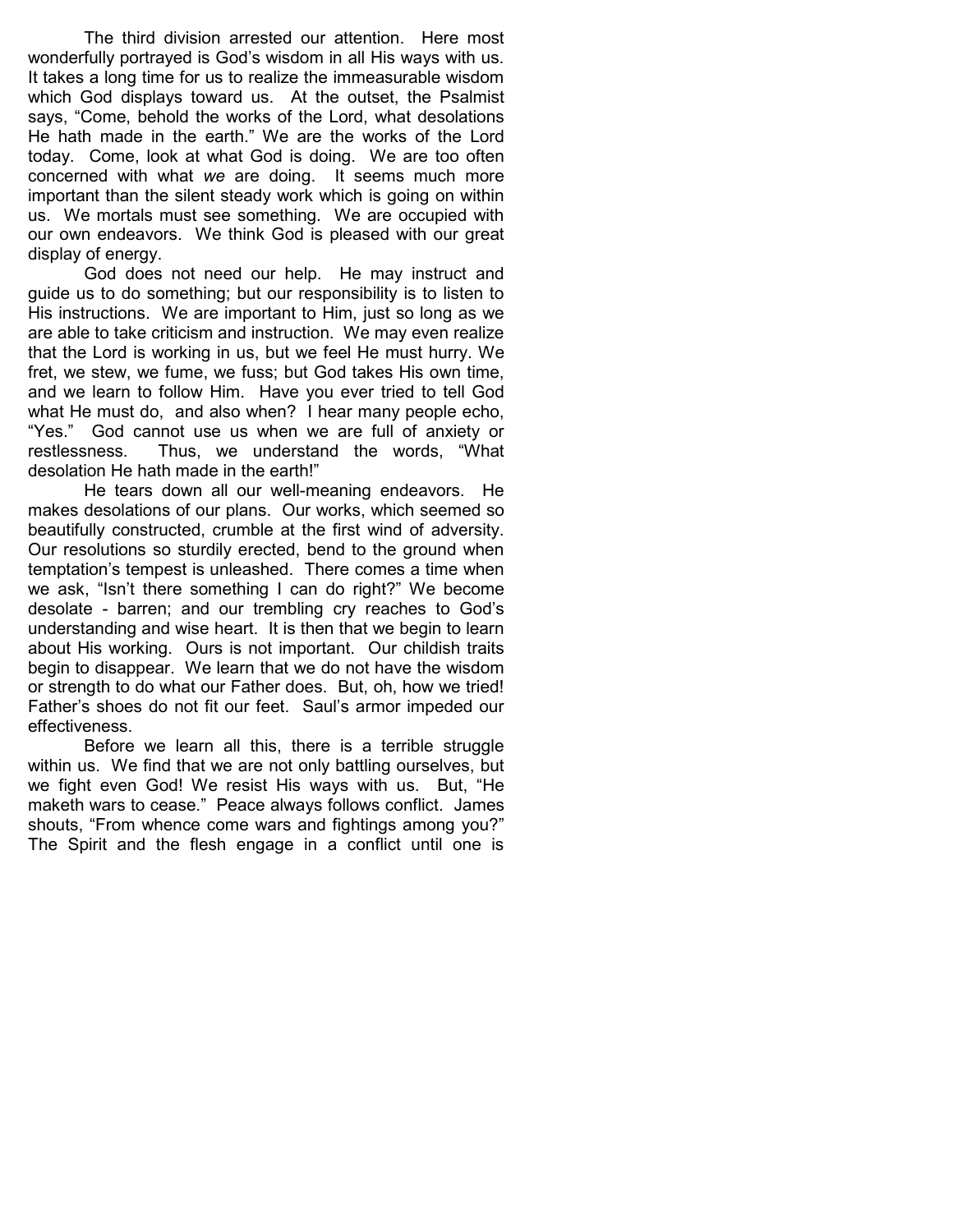The third division arrested our attention. Here most wonderfully portrayed is God's wisdom in all His ways with us. It takes a long time for us to realize the immeasurable wisdom which God displays toward us. At the outset, the Psalmist says, "Come, behold the works of the Lord, what desolations He hath made in the earth." We are the works of the Lord today. Come, look at what God is doing. We are too often concerned with what *we* are doing. It seems much more important than the silent steady work which is going on within us. We mortals must see something. We are occupied with our own endeavors. We think God is pleased with our great display of energy.

God does not need our help. He may instruct and guide us to do something; but our responsibility is to listen to His instructions. We are important to Him, just so long as we are able to take criticism and instruction. We may even realize that the Lord is working in us, but we feel He must hurry. We fret, we stew, we fume, we fuss; but God takes His own time, and we learn to follow Him. Have you ever tried to tell God what He must do, and also when? I hear many people echo, "Yes." God cannot use us when we are full of anxiety or restlessness. Thus, we understand the words, "What desolation He hath made in the earth!"

He tears down all our well-meaning endeavors. He makes desolations of our plans. Our works, which seemed so beautifully constructed, crumble at the first wind of adversity. Our resolutions so sturdily erected, bend to the ground when temptation's tempest is unleashed. There comes a time when we ask, "Isn't there something I can do right?" We become desolate - barren; and our trembling cry reaches to God's understanding and wise heart. It is then that we begin to learn about His working. Ours is not important. Our childish traits begin to disappear. We learn that we do not have the wisdom or strength to do what our Father does. But, oh, how we tried! Father's shoes do not fit our feet. Saul's armor impeded our effectiveness.

Before we learn all this, there is a terrible struggle within us. We find that we are not only battling ourselves, but we fight even God! We resist His ways with us. But, "He maketh wars to cease." Peace always follows conflict. James shouts, "From whence come wars and fightings among you?" The Spirit and the flesh engage in a conflict until one is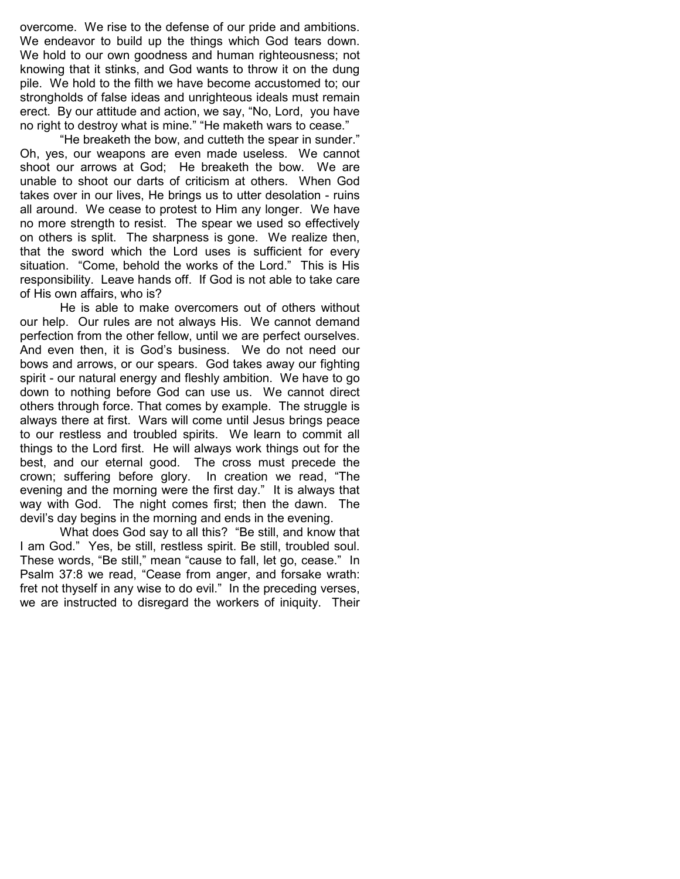overcome. We rise to the defense of our pride and ambitions. We endeavor to build up the things which God tears down. We hold to our own goodness and human righteousness; not knowing that it stinks, and God wants to throw it on the dung pile. We hold to the filth we have become accustomed to; our strongholds of false ideas and unrighteous ideals must remain erect. By our attitude and action, we say, "No, Lord, you have no right to destroy what is mine." "He maketh wars to cease."

"He breaketh the bow, and cutteth the spear in sunder." Oh, yes, our weapons are even made useless. We cannot shoot our arrows at God; He breaketh the bow. We are unable to shoot our darts of criticism at others. When God takes over in our lives, He brings us to utter desolation - ruins all around. We cease to protest to Him any longer. We have no more strength to resist. The spear we used so effectively on others is split. The sharpness is gone. We realize then, that the sword which the Lord uses is sufficient for every situation. "Come, behold the works of the Lord." This is His responsibility. Leave hands off. If God is not able to take care of His own affairs, who is?

He is able to make overcomers out of others without our help. Our rules are not always His. We cannot demand perfection from the other fellow, until we are perfect ourselves. And even then, it is God's business. We do not need our bows and arrows, or our spears. God takes away our fighting spirit - our natural energy and fleshly ambition. We have to go down to nothing before God can use us. We cannot direct others through force. That comes by example. The struggle is always there at first. Wars will come until Jesus brings peace to our restless and troubled spirits. We learn to commit all things to the Lord first. He will always work things out for the best, and our eternal good. The cross must precede the crown; suffering before glory. In creation we read, "The evening and the morning were the first day." It is always that way with God. The night comes first; then the dawn. The devil's day begins in the morning and ends in the evening.

What does God say to all this? "Be still, and know that I am God." Yes, be still, restless spirit. Be still, troubled soul. These words, "Be still," mean "cause to fall, let go, cease." In Psalm 37:8 we read, "Cease from anger, and forsake wrath: fret not thyself in any wise to do evil." In the preceding verses, we are instructed to disregard the workers of iniquity. Their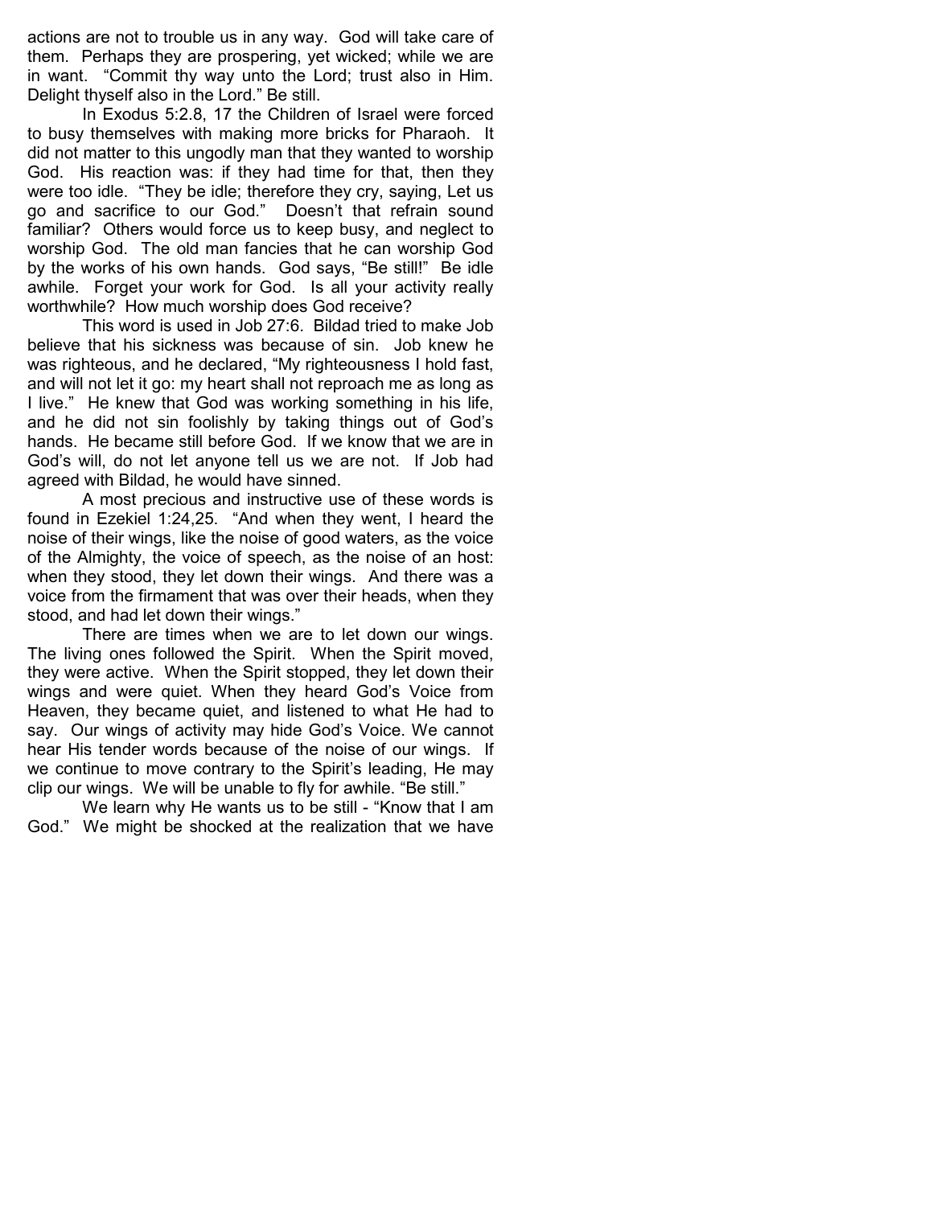actions are not to trouble us in any way. God will take care of them. Perhaps they are prospering, yet wicked; while we are in want. "Commit thy way unto the Lord; trust also in Him. Delight thyself also in the Lord." Be still.

In Exodus 5:2.8, 17 the Children of Israel were forced to busy themselves with making more bricks for Pharaoh. It did not matter to this ungodly man that they wanted to worship God. His reaction was: if they had time for that, then they were too idle. "They be idle; therefore they cry, saying, Let us go and sacrifice to our God." Doesn't that refrain sound familiar? Others would force us to keep busy, and neglect to worship God. The old man fancies that he can worship God by the works of his own hands. God says, "Be still!" Be idle awhile. Forget your work for God. Is all your activity really worthwhile? How much worship does God receive?

This word is used in Job 27:6. Bildad tried to make Job believe that his sickness was because of sin. Job knew he was righteous, and he declared, "My righteousness I hold fast, and will not let it go: my heart shall not reproach me as long as I live." He knew that God was working something in his life, and he did not sin foolishly by taking things out of God's hands. He became still before God. If we know that we are in God's will, do not let anyone tell us we are not. If Job had agreed with Bildad, he would have sinned.

A most precious and instructive use of these words is found in Ezekiel 1:24,25. "And when they went, I heard the noise of their wings, like the noise of good waters, as the voice of the Almighty, the voice of speech, as the noise of an host: when they stood, they let down their wings. And there was a voice from the firmament that was over their heads, when they stood, and had let down their wings."

There are times when we are to let down our wings. The living ones followed the Spirit. When the Spirit moved, they were active. When the Spirit stopped, they let down their wings and were quiet. When they heard God's Voice from Heaven, they became quiet, and listened to what He had to say. Our wings of activity may hide God's Voice. We cannot hear His tender words because of the noise of our wings. If we continue to move contrary to the Spirit's leading, He may clip our wings. We will be unable to fly for awhile. "Be still."

We learn why He wants us to be still - "Know that I am God." We might be shocked at the realization that we have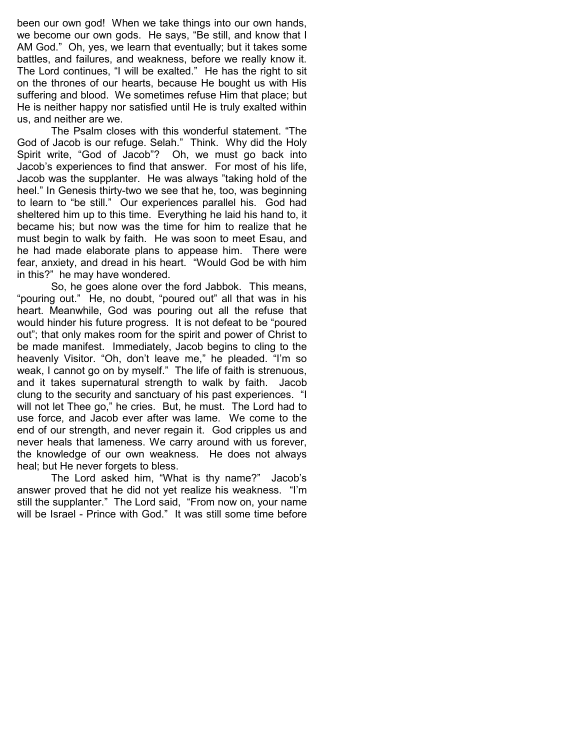been our own god! When we take things into our own hands, we become our own gods. He says, "Be still, and know that I AM God." Oh, yes, we learn that eventually; but it takes some battles, and failures, and weakness, before we really know it. The Lord continues, "I will be exalted." He has the right to sit on the thrones of our hearts, because He bought us with His suffering and blood. We sometimes refuse Him that place; but He is neither happy nor satisfied until He is truly exalted within us, and neither are we.

The Psalm closes with this wonderful statement. "The God of Jacob is our refuge. Selah." Think. Why did the Holy Spirit write, "God of Jacob"? Oh, we must go back into Jacob's experiences to find that answer. For most of his life, Jacob was the supplanter. He was always "taking hold of the heel." In Genesis thirty-two we see that he, too, was beginning to learn to "be still." Our experiences parallel his. God had sheltered him up to this time. Everything he laid his hand to, it became his; but now was the time for him to realize that he must begin to walk by faith. He was soon to meet Esau, and he had made elaborate plans to appease him. There were fear, anxiety, and dread in his heart. "Would God be with him in this?" he may have wondered.

So, he goes alone over the ford Jabbok. This means, "pouring out." He, no doubt, "poured out" all that was in his heart. Meanwhile, God was pouring out all the refuse that would hinder his future progress. It is not defeat to be "poured out"; that only makes room for the spirit and power of Christ to be made manifest. Immediately, Jacob begins to cling to the heavenly Visitor. "Oh, don't leave me," he pleaded. "I'm so weak, I cannot go on by myself." The life of faith is strenuous, and it takes supernatural strength to walk by faith. Jacob clung to the security and sanctuary of his past experiences. "I will not let Thee go," he cries. But, he must. The Lord had to use force, and Jacob ever after was lame. We come to the end of our strength, and never regain it. God cripples us and never heals that lameness. We carry around with us forever, the knowledge of our own weakness. He does not always heal; but He never forgets to bless.

The Lord asked him, "What is thy name?" Jacob's answer proved that he did not yet realize his weakness. "I'm still the supplanter." The Lord said, "From now on, your name will be Israel - Prince with God." It was still some time before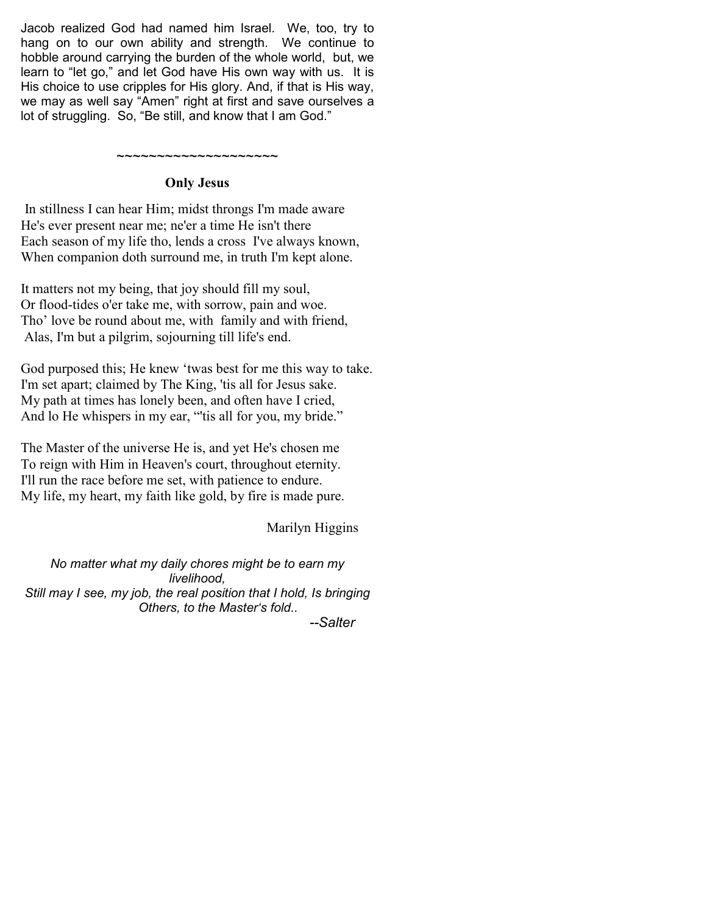Jacob realized God had named him Israel. We, too, try to hang on to our own ability and strength. We continue to hobble around carrying the burden of the whole world, but, we learn to "let go," and let God have His own way with us. It is His choice to use cripples for His glory. And, if that is His way, we may as well say "Amen" right at first and save ourselves a lot of struggling. So, "Be still, and know that I am God."

~~~~~~~~~~~~~~~~~~~~

**Only Jesus**

In stillness I can hear Him; midst throngs I'm made aware  
He's ever present near me; ne'er a time He isn't there  
Each season of my life tho, lends a cross I've always known,  
When companion doth surround me, in truth I'm kept alone.

It matters not my being, that joy should fill my soul,  
Or flood-tides o'er take me, with sorrow, pain and woe.  
Tho' love be round about me, with family and with friend,  
Alas, I'm but a pilgrim, sojourning till life's end.

God purposed this; He knew 'twas best for me this way to take.  
I'm set apart; claimed by The King, 'tis all for Jesus sake.  
My path at times has lonely been, and often have I cried,  
And lo He whispers in my ear, "'tis all for you, my bride."

The Master of the universe He is, and yet He's chosen me  
To reign with Him in Heaven's court, throughout eternity.  
I'll run the race before me set, with patience to endure.  
My life, my heart, my faith like gold, by fire is made pure.

Marilyn Higgins

*No matter what my daily chores might be to earn my livelihood,*  
*Still may I see, my job, the real position that I hold, Is bringing Others, to the Master's fold..*

*--Salter*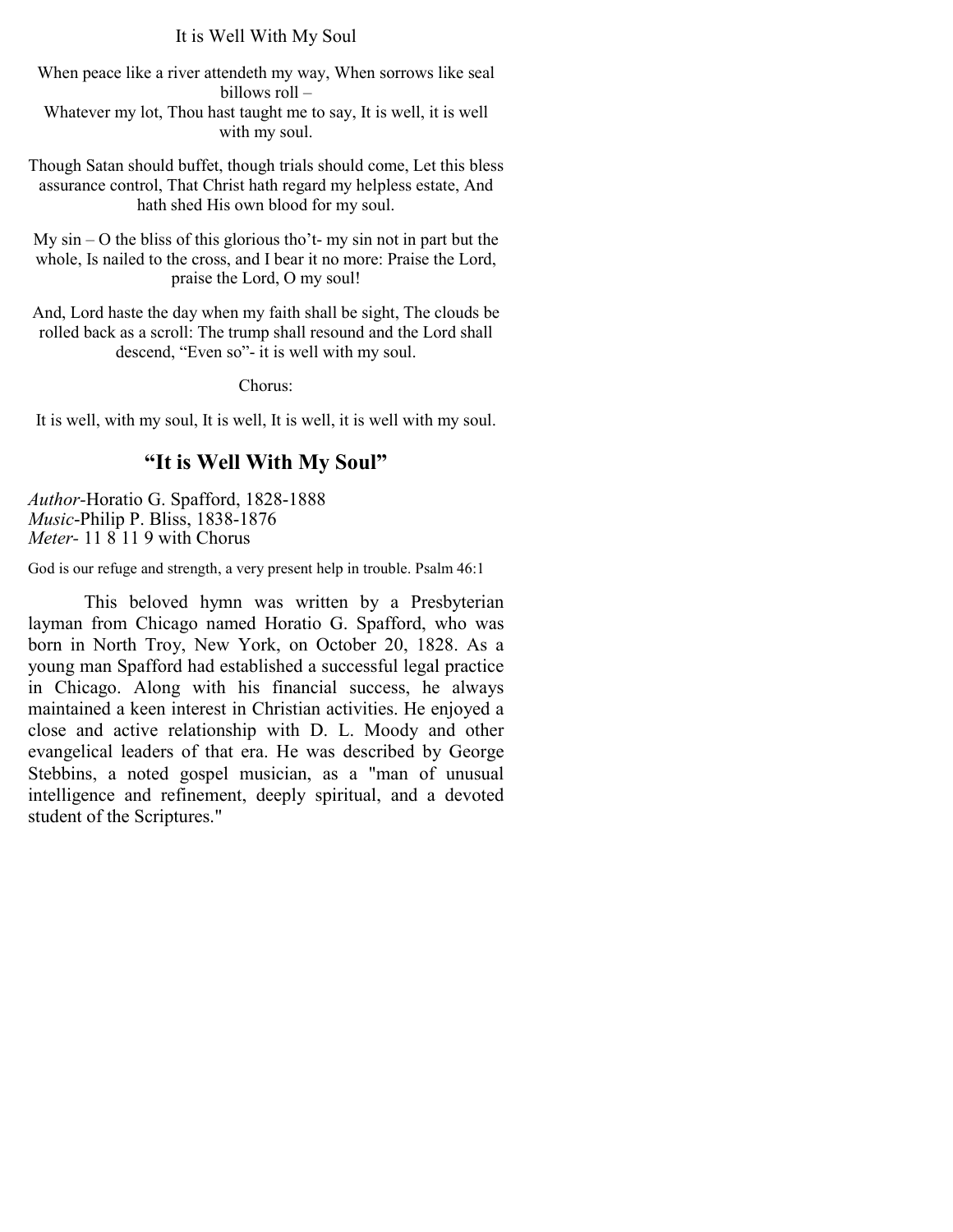It is Well With My Soul

When peace like a river attendeth my way, When sorrows like seal billows roll –
Whatever my lot, Thou hast taught me to say, It is well, it is well with my soul.

Though Satan should buffet, though trials should come, Let this bless assurance control, That Christ hath regard my helpless estate, And hath shed His own blood for my soul.

My sin – O the bliss of this glorious tho't- my sin not in part but the whole, Is nailed to the cross, and I bear it no more: Praise the Lord, praise the Lord, O my soul!

And, Lord haste the day when my faith shall be sight, The clouds be rolled back as a scroll: The trump shall resound and the Lord shall descend, "Even so"- it is well with my soul.

Chorus:

It is well, with my soul, It is well, It is well, it is well with my soul.

## "It is Well With My Soul"

*Author*-Horatio G. Spafford, 1828-1888
*Music*-Philip P. Bliss, 1838-1876
*Meter*- 11 8 11 9 with Chorus

God is our refuge and strength, a very present help in trouble. Psalm 46:1

This beloved hymn was written by a Presbyterian layman from Chicago named Horatio G. Spafford, who was born in North Troy, New York, on October 20, 1828. As a young man Spafford had established a successful legal practice in Chicago. Along with his financial success, he always maintained a keen interest in Christian activities. He enjoyed a close and active relationship with D. L. Moody and other evangelical leaders of that era. He was described by George Stebbins, a noted gospel musician, as a "man of unusual intelligence and refinement, deeply spiritual, and a devoted student of the Scriptures."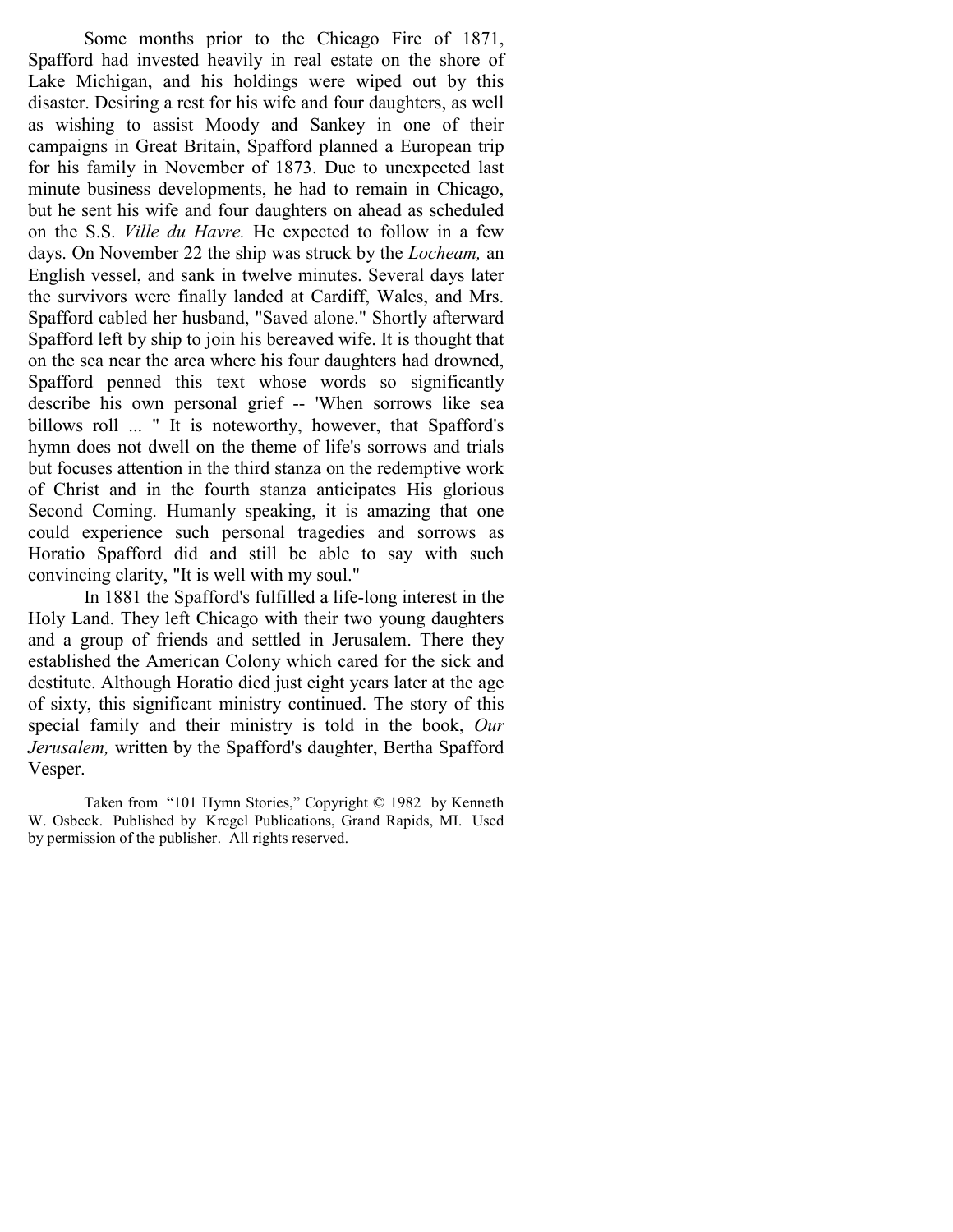Some months prior to the Chicago Fire of 1871, Spafford had invested heavily in real estate on the shore of Lake Michigan, and his holdings were wiped out by this disaster. Desiring a rest for his wife and four daughters, as well as wishing to assist Moody and Sankey in one of their campaigns in Great Britain, Spafford planned a European trip for his family in November of 1873. Due to unexpected last minute business developments, he had to remain in Chicago, but he sent his wife and four daughters on ahead as scheduled on the S.S. *Ville du Havre.* He expected to follow in a few days. On November 22 the ship was struck by the *Locheam,* an English vessel, and sank in twelve minutes. Several days later the survivors were finally landed at Cardiff, Wales, and Mrs. Spafford cabled her husband, "Saved alone." Shortly afterward Spafford left by ship to join his bereaved wife. It is thought that on the sea near the area where his four daughters had drowned, Spafford penned this text whose words so significantly describe his own personal grief -- 'When sorrows like sea billows roll ... " It is noteworthy, however, that Spafford's hymn does not dwell on the theme of life's sorrows and trials but focuses attention in the third stanza on the redemptive work of Christ and in the fourth stanza anticipates His glorious Second Coming. Humanly speaking, it is amazing that one could experience such personal tragedies and sorrows as Horatio Spafford did and still be able to say with such convincing clarity, "It is well with my soul."

In 1881 the Spafford's fulfilled a life-long interest in the Holy Land. They left Chicago with their two young daughters and a group of friends and settled in Jerusalem. There they established the American Colony which cared for the sick and destitute. Although Horatio died just eight years later at the age of sixty, this significant ministry continued. The story of this special family and their ministry is told in the book, *Our Jerusalem,* written by the Spafford's daughter, Bertha Spafford Vesper.

Taken from "101 Hymn Stories," Copyright © 1982 by Kenneth W. Osbeck. Published by Kregel Publications, Grand Rapids, MI. Used by permission of the publisher. All rights reserved.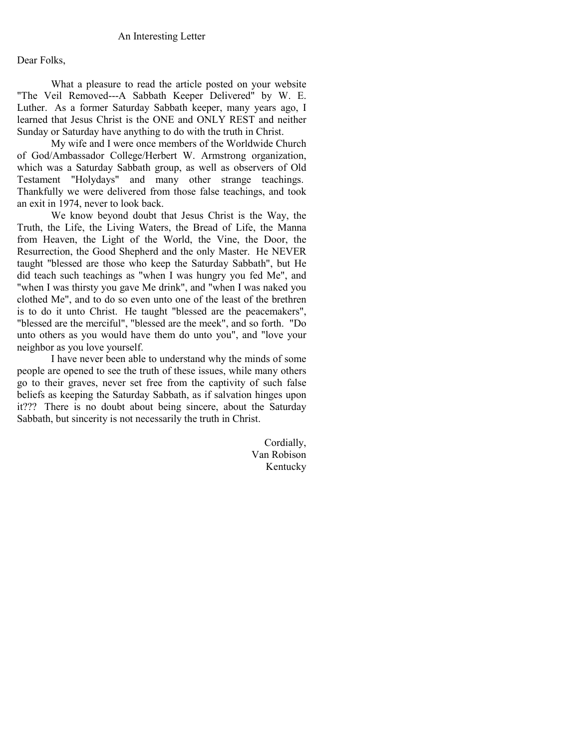# An Interesting Letter

Dear Folks,

What a pleasure to read the article posted on your website "The Veil Removed---A Sabbath Keeper Delivered" by W. E. Luther. As a former Saturday Sabbath keeper, many years ago, I learned that Jesus Christ is the ONE and ONLY REST and neither Sunday or Saturday have anything to do with the truth in Christ.

My wife and I were once members of the Worldwide Church of God/Ambassador College/Herbert W. Armstrong organization, which was a Saturday Sabbath group, as well as observers of Old Testament "Holydays" and many other strange teachings. Thankfully we were delivered from those false teachings, and took an exit in 1974, never to look back.

We know beyond doubt that Jesus Christ is the Way, the Truth, the Life, the Living Waters, the Bread of Life, the Manna from Heaven, the Light of the World, the Vine, the Door, the Resurrection, the Good Shepherd and the only Master. He NEVER taught "blessed are those who keep the Saturday Sabbath", but He did teach such teachings as "when I was hungry you fed Me", and "when I was thirsty you gave Me drink", and "when I was naked you clothed Me", and to do so even unto one of the least of the brethren is to do it unto Christ. He taught "blessed are the peacemakers", "blessed are the merciful", "blessed are the meek", and so forth. "Do unto others as you would have them do unto you", and "love your neighbor as you love yourself.

I have never been able to understand why the minds of some people are opened to see the truth of these issues, while many others go to their graves, never set free from the captivity of such false beliefs as keeping the Saturday Sabbath, as if salvation hinges upon it??? There is no doubt about being sincere, about the Saturday Sabbath, but sincerity is not necessarily the truth in Christ.

Cordially,
Van Robison
Kentucky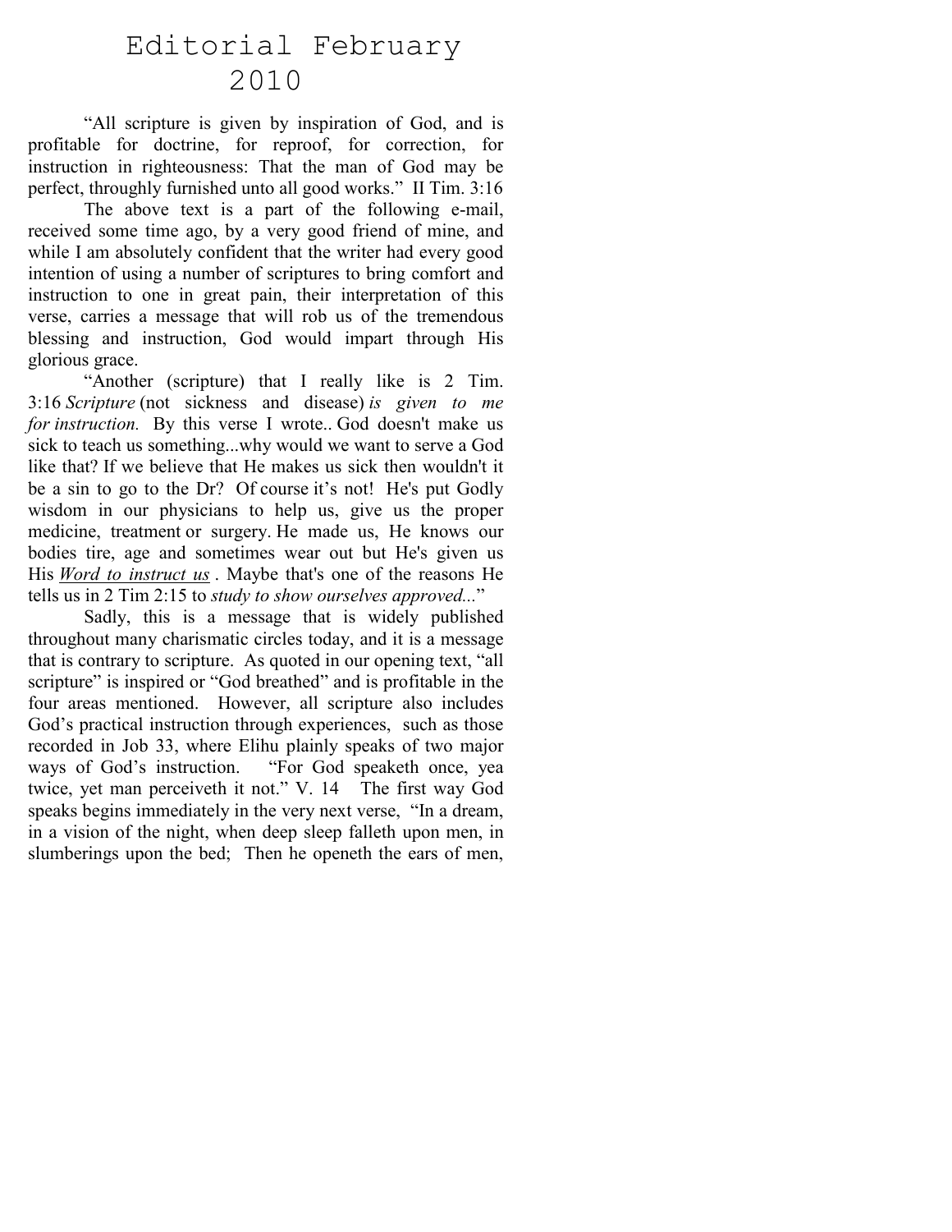# Editorial February 2010

"All scripture is given by inspiration of God, and is profitable for doctrine, for reproof, for correction, for instruction in righteousness: That the man of God may be perfect, throughly furnished unto all good works." II Tim. 3:16

The above text is a part of the following e-mail, received some time ago, by a very good friend of mine, and while I am absolutely confident that the writer had every good intention of using a number of scriptures to bring comfort and instruction to one in great pain, their interpretation of this verse, carries a message that will rob us of the tremendous blessing and instruction, God would impart through His glorious grace.

"Another (scripture) that I really like is 2 Tim. 3:16 *Scripture* (not sickness and disease) *is given to me for instruction.* By this verse I wrote.. God doesn't make us sick to teach us something...why would we want to serve a God like that? If we believe that He makes us sick then wouldn't it be a sin to go to the Dr? Of course it's not! He's put Godly wisdom in our physicians to help us, give us the proper medicine, treatment or surgery. He made us, He knows our bodies tire, age and sometimes wear out but He's given us His ***Word to instruct us*** . Maybe that's one of the reasons He tells us in 2 Tim 2:15 to *study to show ourselves approved...*"

Sadly, this is a message that is widely published throughout many charismatic circles today, and it is a message that is contrary to scripture. As quoted in our opening text, "all scripture" is inspired or "God breathed" and is profitable in the four areas mentioned. However, all scripture also includes God's practical instruction through experiences, such as those recorded in Job 33, where Elihu plainly speaks of two major ways of God's instruction. "For God speaketh once, yea twice, yet man perceiveth it not." V. 14 The first way God speaks begins immediately in the very next verse, "In a dream, in a vision of the night, when deep sleep falleth upon men, in slumberings upon the bed; Then he openeth the ears of men,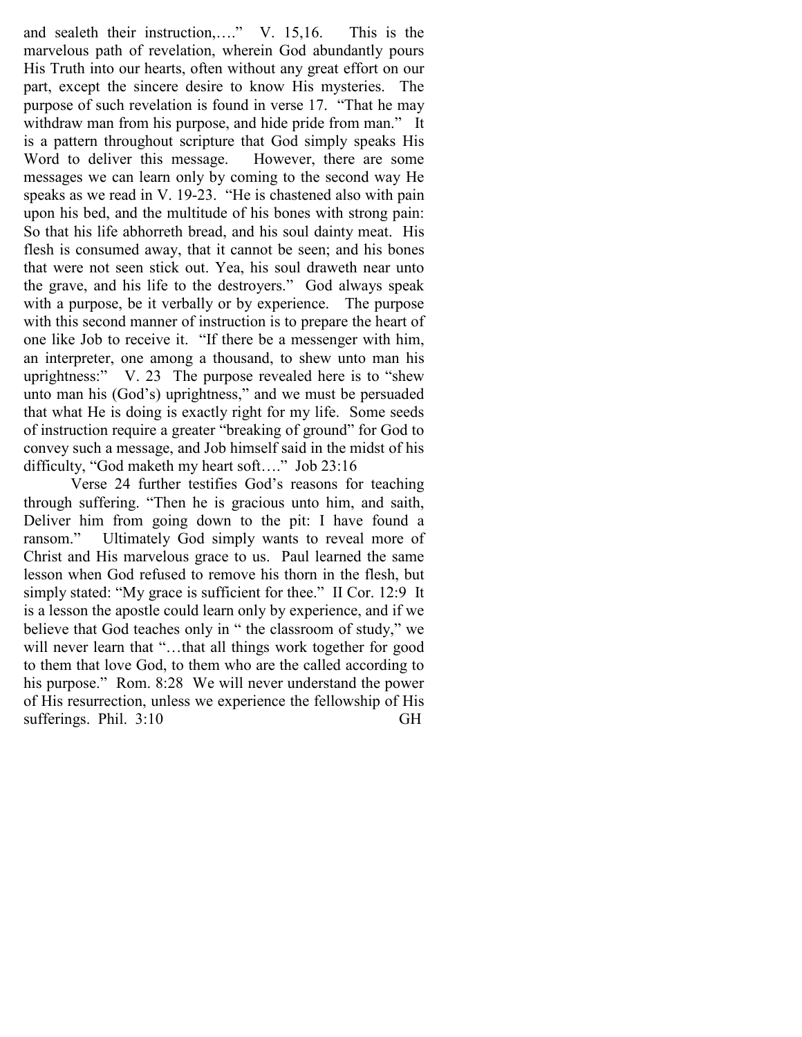and sealeth their instruction,…." V. 15,16. This is the marvelous path of revelation, wherein God abundantly pours His Truth into our hearts, often without any great effort on our part, except the sincere desire to know His mysteries. The purpose of such revelation is found in verse 17. "That he may withdraw man from his purpose, and hide pride from man." It is a pattern throughout scripture that God simply speaks His Word to deliver this message. However, there are some messages we can learn only by coming to the second way He speaks as we read in V. 19-23. "He is chastened also with pain upon his bed, and the multitude of his bones with strong pain: So that his life abhorreth bread, and his soul dainty meat. His flesh is consumed away, that it cannot be seen; and his bones that were not seen stick out. Yea, his soul draweth near unto the grave, and his life to the destroyers." God always speak with a purpose, be it verbally or by experience. The purpose with this second manner of instruction is to prepare the heart of one like Job to receive it. "If there be a messenger with him, an interpreter, one among a thousand, to shew unto man his uprightness:" V. 23 The purpose revealed here is to "shew unto man his (God's) uprightness," and we must be persuaded that what He is doing is exactly right for my life. Some seeds of instruction require a greater "breaking of ground" for God to convey such a message, and Job himself said in the midst of his difficulty, "God maketh my heart soft…." Job 23:16

Verse 24 further testifies God's reasons for teaching through suffering. "Then he is gracious unto him, and saith, Deliver him from going down to the pit: I have found a ransom." Ultimately God simply wants to reveal more of Christ and His marvelous grace to us. Paul learned the same lesson when God refused to remove his thorn in the flesh, but simply stated: "My grace is sufficient for thee." II Cor. 12:9 It is a lesson the apostle could learn only by experience, and if we believe that God teaches only in " the classroom of study," we will never learn that "…that all things work together for good to them that love God, to them who are the called according to his purpose." Rom. 8:28 We will never understand the power of His resurrection, unless we experience the fellowship of His sufferings. Phil. 3:10 GH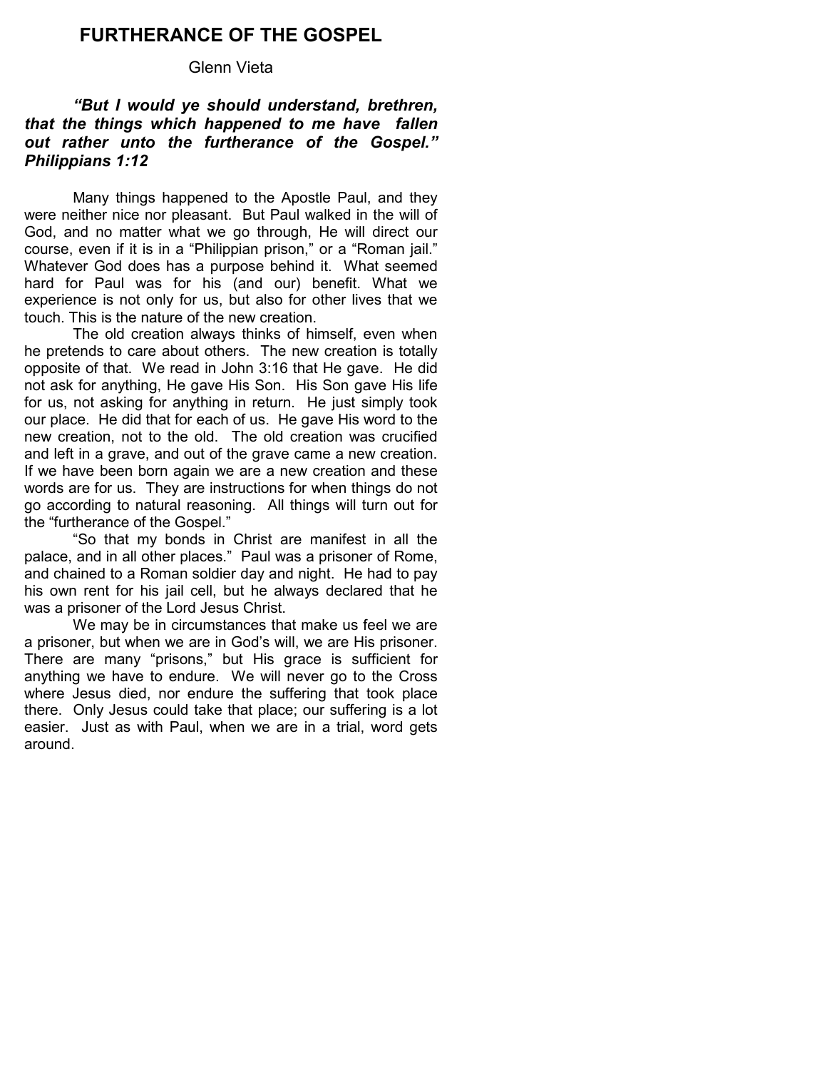# FURTHERANCE OF THE GOSPEL

Glenn Vieta

***"But I would ye should understand, brethren, that the things which happened to me have fallen out rather unto the furtherance of the Gospel." Philippians 1:12***

Many things happened to the Apostle Paul, and they were neither nice nor pleasant. But Paul walked in the will of God, and no matter what we go through, He will direct our course, even if it is in a "Philippian prison," or a "Roman jail." Whatever God does has a purpose behind it. What seemed hard for Paul was for his (and our) benefit. What we experience is not only for us, but also for other lives that we touch. This is the nature of the new creation.

The old creation always thinks of himself, even when he pretends to care about others. The new creation is totally opposite of that. We read in John 3:16 that He gave. He did not ask for anything, He gave His Son. His Son gave His life for us, not asking for anything in return. He just simply took our place. He did that for each of us. He gave His word to the new creation, not to the old. The old creation was crucified and left in a grave, and out of the grave came a new creation. If we have been born again we are a new creation and these words are for us. They are instructions for when things do not go according to natural reasoning. All things will turn out for the "furtherance of the Gospel."

"So that my bonds in Christ are manifest in all the palace, and in all other places." Paul was a prisoner of Rome, and chained to a Roman soldier day and night. He had to pay his own rent for his jail cell, but he always declared that he was a prisoner of the Lord Jesus Christ.

We may be in circumstances that make us feel we are a prisoner, but when we are in God's will, we are His prisoner. There are many "prisons," but His grace is sufficient for anything we have to endure. We will never go to the Cross where Jesus died, nor endure the suffering that took place there. Only Jesus could take that place; our suffering is a lot easier. Just as with Paul, when we are in a trial, word gets around.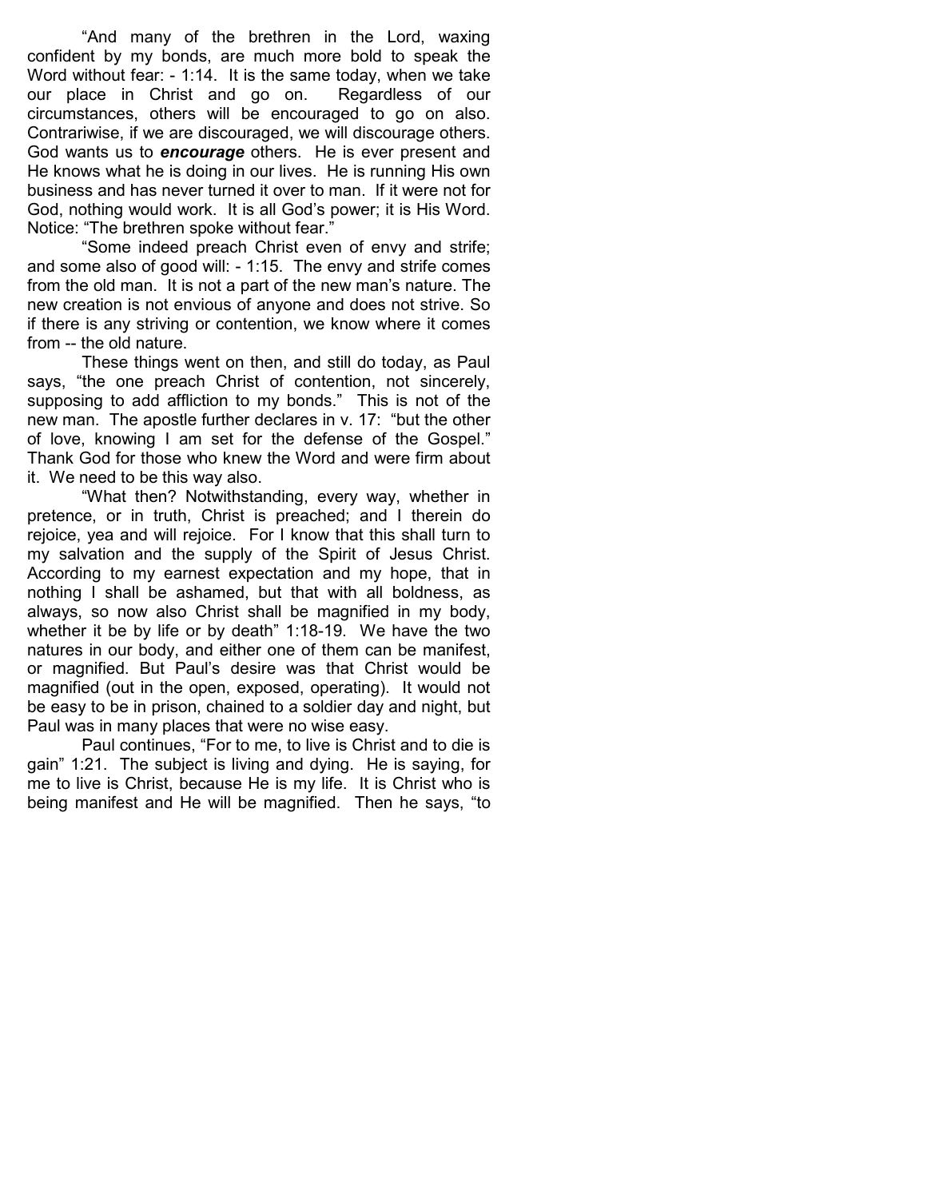“And many of the brethren in the Lord, waxing confident by my bonds, are much more bold to speak the Word without fear: - 1:14. It is the same today, when we take our place in Christ and go on. Regardless of our circumstances, others will be encouraged to go on also. Contrariwise, if we are discouraged, we will discourage others. God wants us to ***encourage*** others. He is ever present and He knows what he is doing in our lives. He is running His own business and has never turned it over to man. If it were not for God, nothing would work. It is all God’s power; it is His Word. Notice: “The brethren spoke without fear.”

“Some indeed preach Christ even of envy and strife; and some also of good will: - 1:15. The envy and strife comes from the old man. It is not a part of the new man’s nature. The new creation is not envious of anyone and does not strive. So if there is any striving or contention, we know where it comes from -- the old nature.

These things went on then, and still do today, as Paul says, “the one preach Christ of contention, not sincerely, supposing to add affliction to my bonds.” This is not of the new man. The apostle further declares in v. 17: “but the other of love, knowing I am set for the defense of the Gospel.” Thank God for those who knew the Word and were firm about it. We need to be this way also.

“What then? Notwithstanding, every way, whether in pretence, or in truth, Christ is preached; and I therein do rejoice, yea and will rejoice. For I know that this shall turn to my salvation and the supply of the Spirit of Jesus Christ. According to my earnest expectation and my hope, that in nothing I shall be ashamed, but that with all boldness, as always, so now also Christ shall be magnified in my body, whether it be by life or by death” 1:18-19. We have the two natures in our body, and either one of them can be manifest, or magnified. But Paul’s desire was that Christ would be magnified (out in the open, exposed, operating). It would not be easy to be in prison, chained to a soldier day and night, but Paul was in many places that were no wise easy.

Paul continues, “For to me, to live is Christ and to die is gain” 1:21. The subject is living and dying. He is saying, for me to live is Christ, because He is my life. It is Christ who is being manifest and He will be magnified. Then he says, “to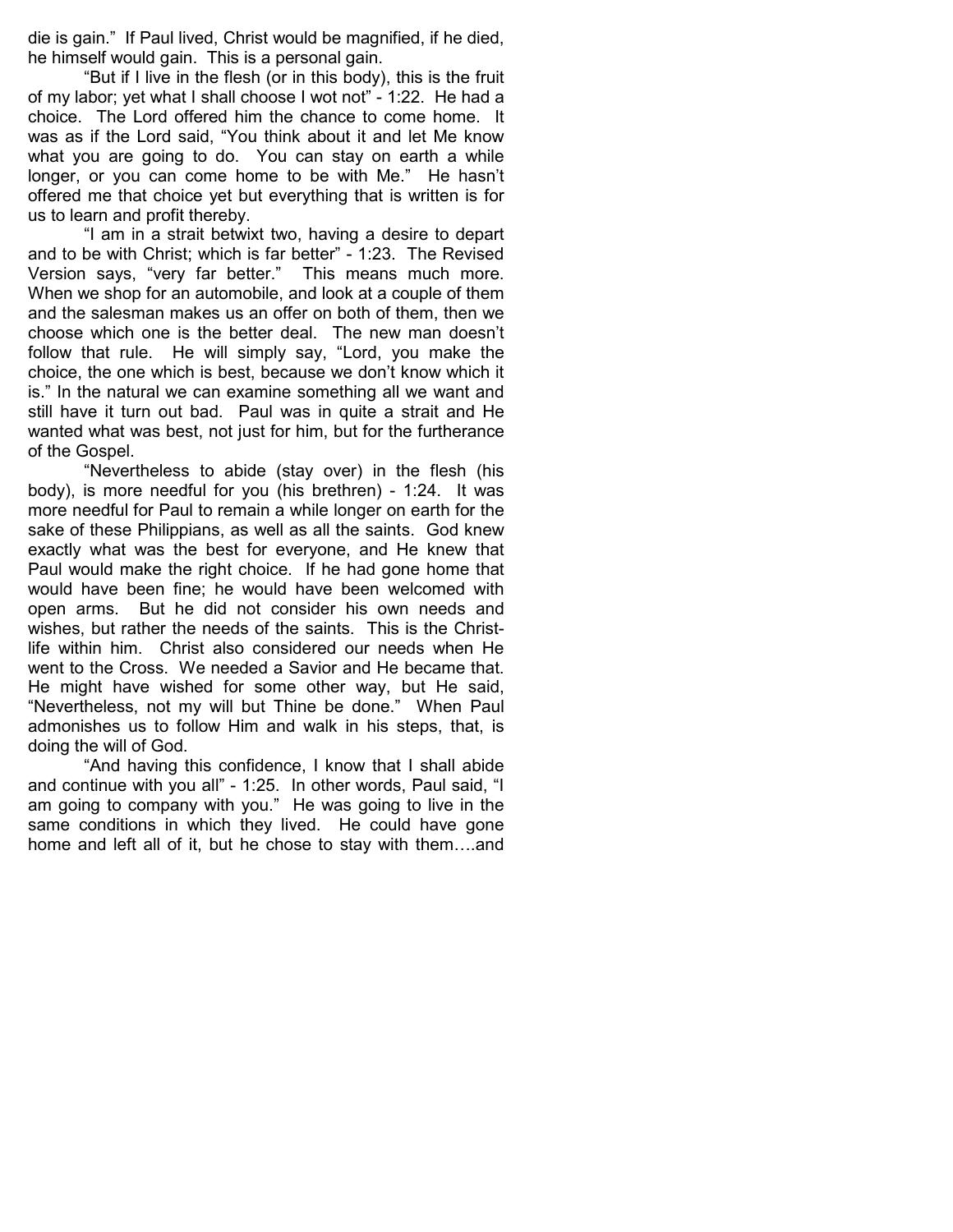die is gain." If Paul lived, Christ would be magnified, if he died, he himself would gain. This is a personal gain.

"But if I live in the flesh (or in this body), this is the fruit of my labor; yet what I shall choose I wot not" - 1:22. He had a choice. The Lord offered him the chance to come home. It was as if the Lord said, "You think about it and let Me know what you are going to do. You can stay on earth a while longer, or you can come home to be with Me." He hasn't offered me that choice yet but everything that is written is for us to learn and profit thereby.

"I am in a strait betwixt two, having a desire to depart and to be with Christ; which is far better" - 1:23. The Revised Version says, "very far better." This means much more. When we shop for an automobile, and look at a couple of them and the salesman makes us an offer on both of them, then we choose which one is the better deal. The new man doesn't follow that rule. He will simply say, "Lord, you make the choice, the one which is best, because we don't know which it is." In the natural we can examine something all we want and still have it turn out bad. Paul was in quite a strait and He wanted what was best, not just for him, but for the furtherance of the Gospel.

"Nevertheless to abide (stay over) in the flesh (his body), is more needful for you (his brethren) - 1:24. It was more needful for Paul to remain a while longer on earth for the sake of these Philippians, as well as all the saints. God knew exactly what was the best for everyone, and He knew that Paul would make the right choice. If he had gone home that would have been fine; he would have been welcomed with open arms. But he did not consider his own needs and wishes, but rather the needs of the saints. This is the Christ-life within him. Christ also considered our needs when He went to the Cross. We needed a Savior and He became that. He might have wished for some other way, but He said, "Nevertheless, not my will but Thine be done." When Paul admonishes us to follow Him and walk in his steps, that, is doing the will of God.

"And having this confidence, I know that I shall abide and continue with you all" - 1:25. In other words, Paul said, "I am going to company with you." He was going to live in the same conditions in which they lived. He could have gone home and left all of it, but he chose to stay with them….and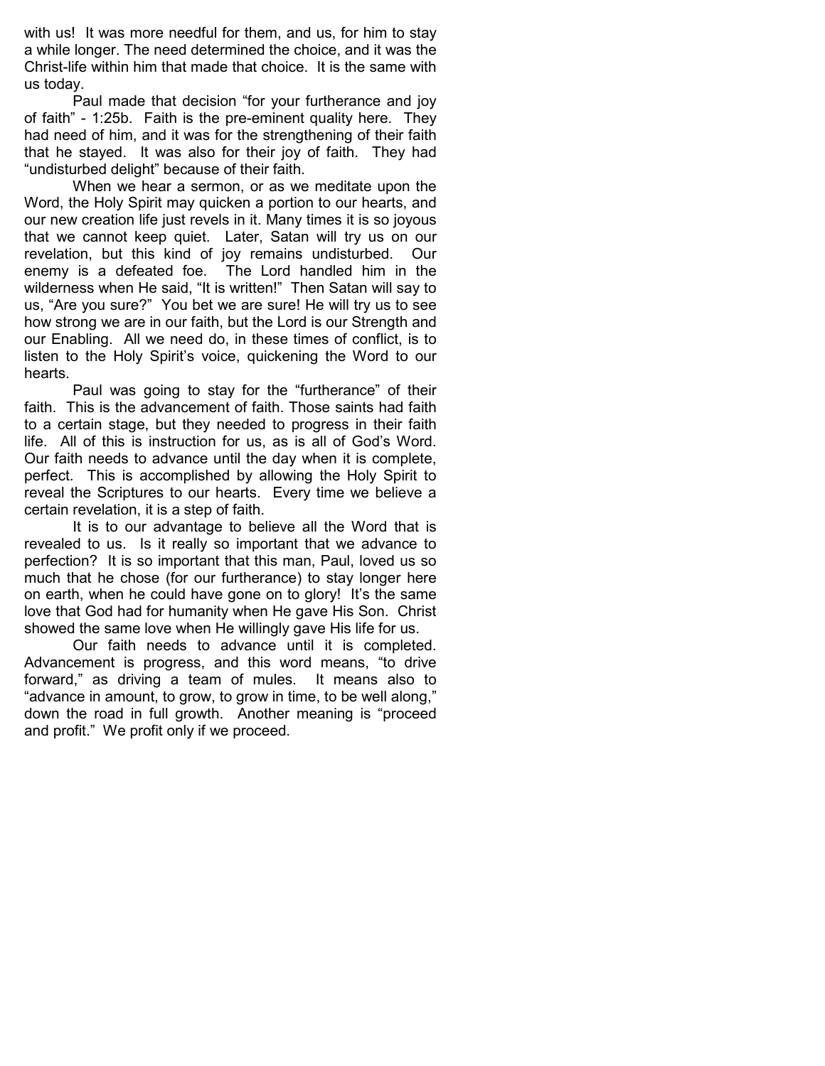with us! It was more needful for them, and us, for him to stay a while longer. The need determined the choice, and it was the Christ-life within him that made that choice. It is the same with us today.

Paul made that decision "for your furtherance and joy of faith" - 1:25b. Faith is the pre-eminent quality here. They had need of him, and it was for the strengthening of their faith that he stayed. It was also for their joy of faith. They had "undisturbed delight" because of their faith.

When we hear a sermon, or as we meditate upon the Word, the Holy Spirit may quicken a portion to our hearts, and our new creation life just revels in it. Many times it is so joyous that we cannot keep quiet. Later, Satan will try us on our revelation, but this kind of joy remains undisturbed. Our enemy is a defeated foe. The Lord handled him in the wilderness when He said, "It is written!" Then Satan will say to us, "Are you sure?" You bet we are sure! He will try us to see how strong we are in our faith, but the Lord is our Strength and our Enabling. All we need do, in these times of conflict, is to listen to the Holy Spirit's voice, quickening the Word to our hearts.

Paul was going to stay for the "furtherance" of their faith. This is the advancement of faith. Those saints had faith to a certain stage, but they needed to progress in their faith life. All of this is instruction for us, as is all of God's Word. Our faith needs to advance until the day when it is complete, perfect. This is accomplished by allowing the Holy Spirit to reveal the Scriptures to our hearts. Every time we believe a certain revelation, it is a step of faith.

It is to our advantage to believe all the Word that is revealed to us. Is it really so important that we advance to perfection? It is so important that this man, Paul, loved us so much that he chose (for our furtherance) to stay longer here on earth, when he could have gone on to glory! It's the same love that God had for humanity when He gave His Son. Christ showed the same love when He willingly gave His life for us.

Our faith needs to advance until it is completed. Advancement is progress, and this word means, "to drive forward," as driving a team of mules. It means also to "advance in amount, to grow, to grow in time, to be well along," down the road in full growth. Another meaning is "proceed and profit." We profit only if we proceed.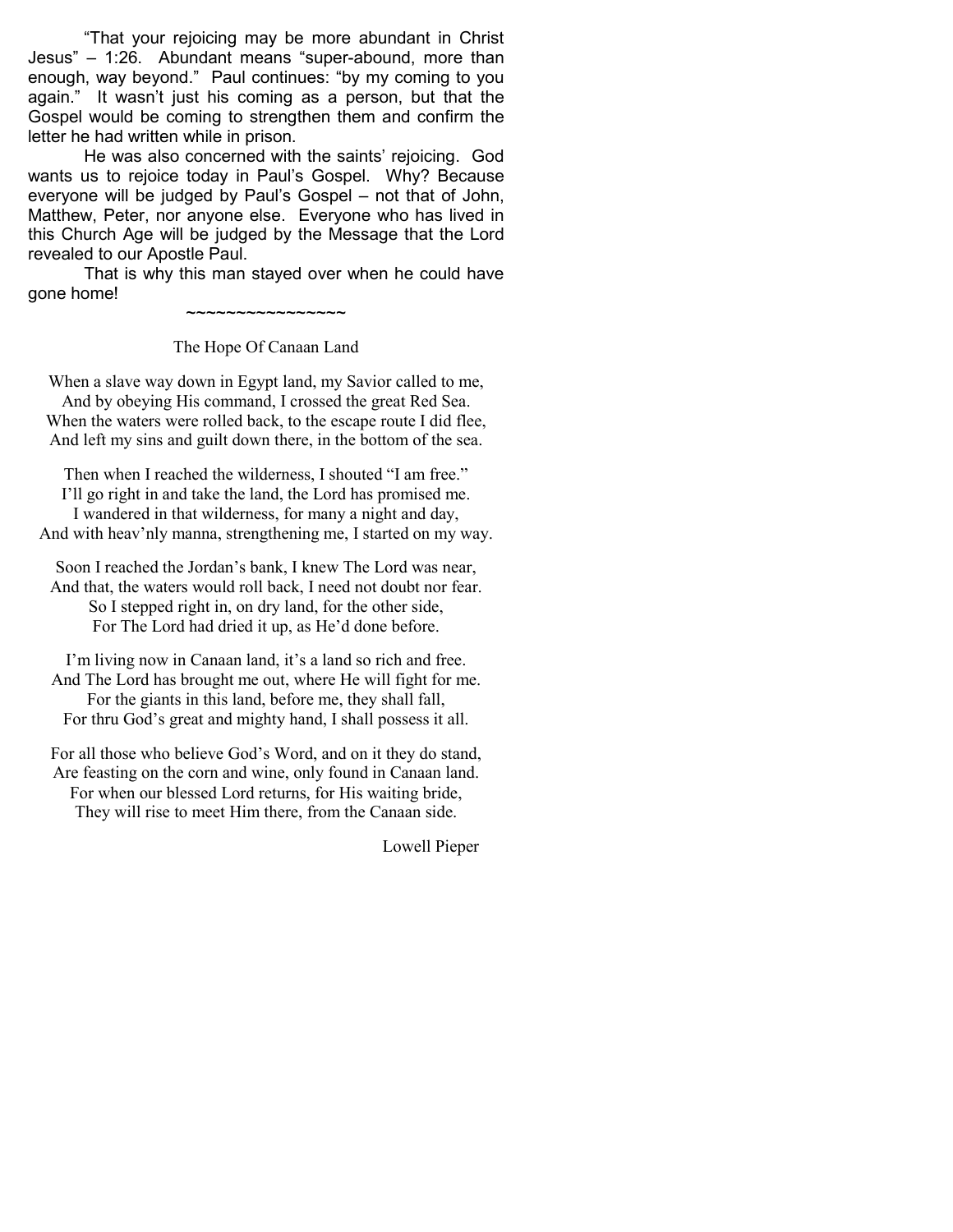"That your rejoicing may be more abundant in Christ Jesus" – 1:26. Abundant means "super-abound, more than enough, way beyond." Paul continues: "by my coming to you again." It wasn't just his coming as a person, but that the Gospel would be coming to strengthen them and confirm the letter he had written while in prison.

He was also concerned with the saints' rejoicing. God wants us to rejoice today in Paul's Gospel. Why? Because everyone will be judged by Paul's Gospel – not that of John, Matthew, Peter, nor anyone else. Everyone who has lived in this Church Age will be judged by the Message that the Lord revealed to our Apostle Paul.

That is why this man stayed over when he could have gone home!

~~~~~~~~~~~~~~~~

## The Hope Of Canaan Land

When a slave way down in Egypt land, my Savior called to me,
And by obeying His command, I crossed the great Red Sea.
When the waters were rolled back, to the escape route I did flee,
And left my sins and guilt down there, in the bottom of the sea.

Then when I reached the wilderness, I shouted "I am free."
I'll go right in and take the land, the Lord has promised me.
I wandered in that wilderness, for many a night and day,
And with heav'nly manna, strengthening me, I started on my way.

Soon I reached the Jordan's bank, I knew The Lord was near,
And that, the waters would roll back, I need not doubt nor fear.
So I stepped right in, on dry land, for the other side,
For The Lord had dried it up, as He'd done before.

I'm living now in Canaan land, it's a land so rich and free.
And The Lord has brought me out, where He will fight for me.
For the giants in this land, before me, they shall fall,
For thru God's great and mighty hand, I shall possess it all.

For all those who believe God's Word, and on it they do stand,
Are feasting on the corn and wine, only found in Canaan land.
For when our blessed Lord returns, for His waiting bride,
They will rise to meet Him there, from the Canaan side.

Lowell Pieper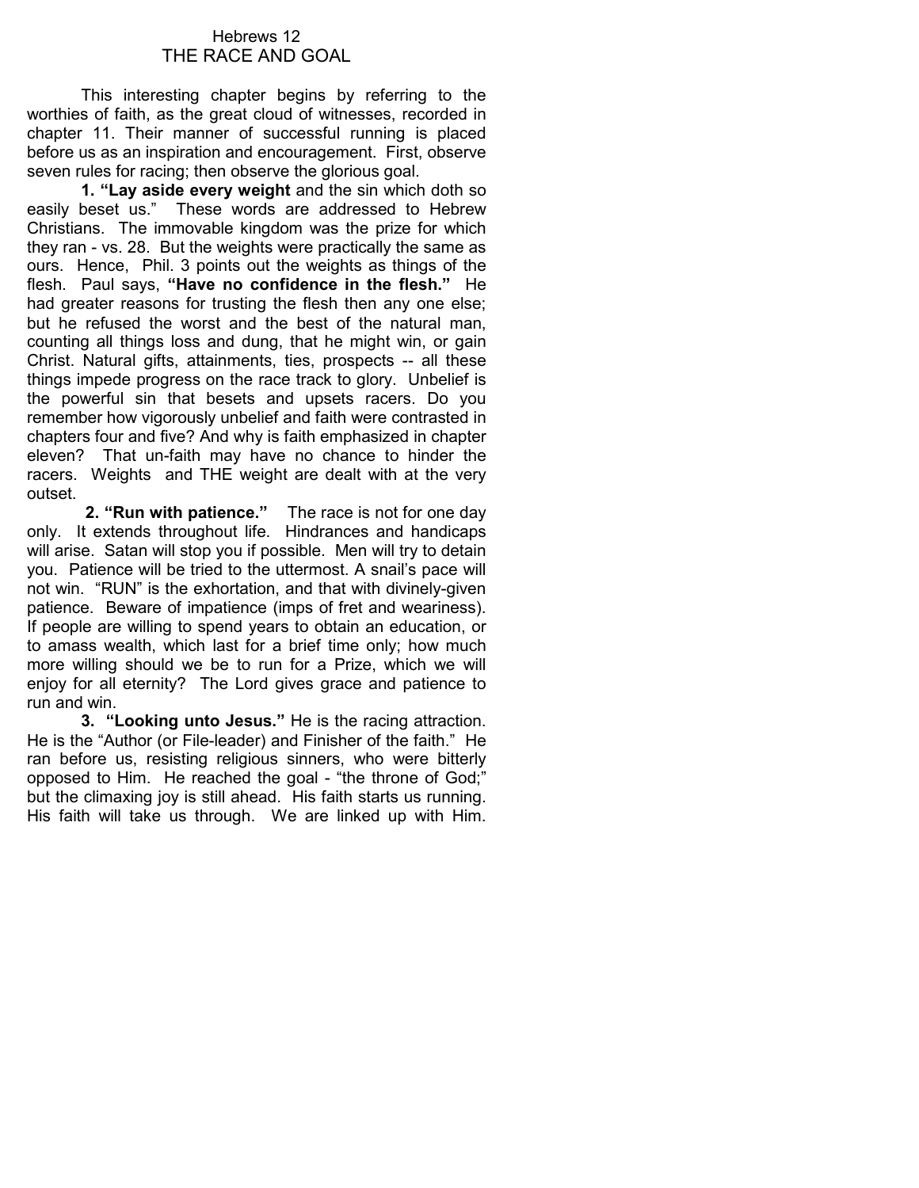# Hebrews 12
## THE RACE AND GOAL

This interesting chapter begins by referring to the worthies of faith, as the great cloud of witnesses, recorded in chapter 11. Their manner of successful running is placed before us as an inspiration and encouragement. First, observe seven rules for racing; then observe the glorious goal.

**1. "Lay aside every weight** and the sin which doth so easily beset us." These words are addressed to Hebrew Christians. The immovable kingdom was the prize for which they ran - vs. 28. But the weights were practically the same as ours. Hence, Phil. 3 points out the weights as things of the flesh. Paul says, **"Have no confidence in the flesh."** He had greater reasons for trusting the flesh then any one else; but he refused the worst and the best of the natural man, counting all things loss and dung, that he might win, or gain Christ. Natural gifts, attainments, ties, prospects -- all these things impede progress on the race track to glory. Unbelief is the powerful sin that besets and upsets racers. Do you remember how vigorously unbelief and faith were contrasted in chapters four and five? And why is faith emphasized in chapter eleven? That un-faith may have no chance to hinder the racers. Weights and THE weight are dealt with at the very outset.

**2. "Run with patience."** The race is not for one day only. It extends throughout life. Hindrances and handicaps will arise. Satan will stop you if possible. Men will try to detain you. Patience will be tried to the uttermost. A snail's pace will not win. "RUN" is the exhortation, and that with divinely-given patience. Beware of impatience (imps of fret and weariness). If people are willing to spend years to obtain an education, or to amass wealth, which last for a brief time only; how much more willing should we be to run for a Prize, which we will enjoy for all eternity? The Lord gives grace and patience to run and win.

**3. "Looking unto Jesus."** He is the racing attraction. He is the "Author (or File-leader) and Finisher of the faith." He ran before us, resisting religious sinners, who were bitterly opposed to Him. He reached the goal - "the throne of God;" but the climaxing joy is still ahead. His faith starts us running. His faith will take us through. We are linked up with Him.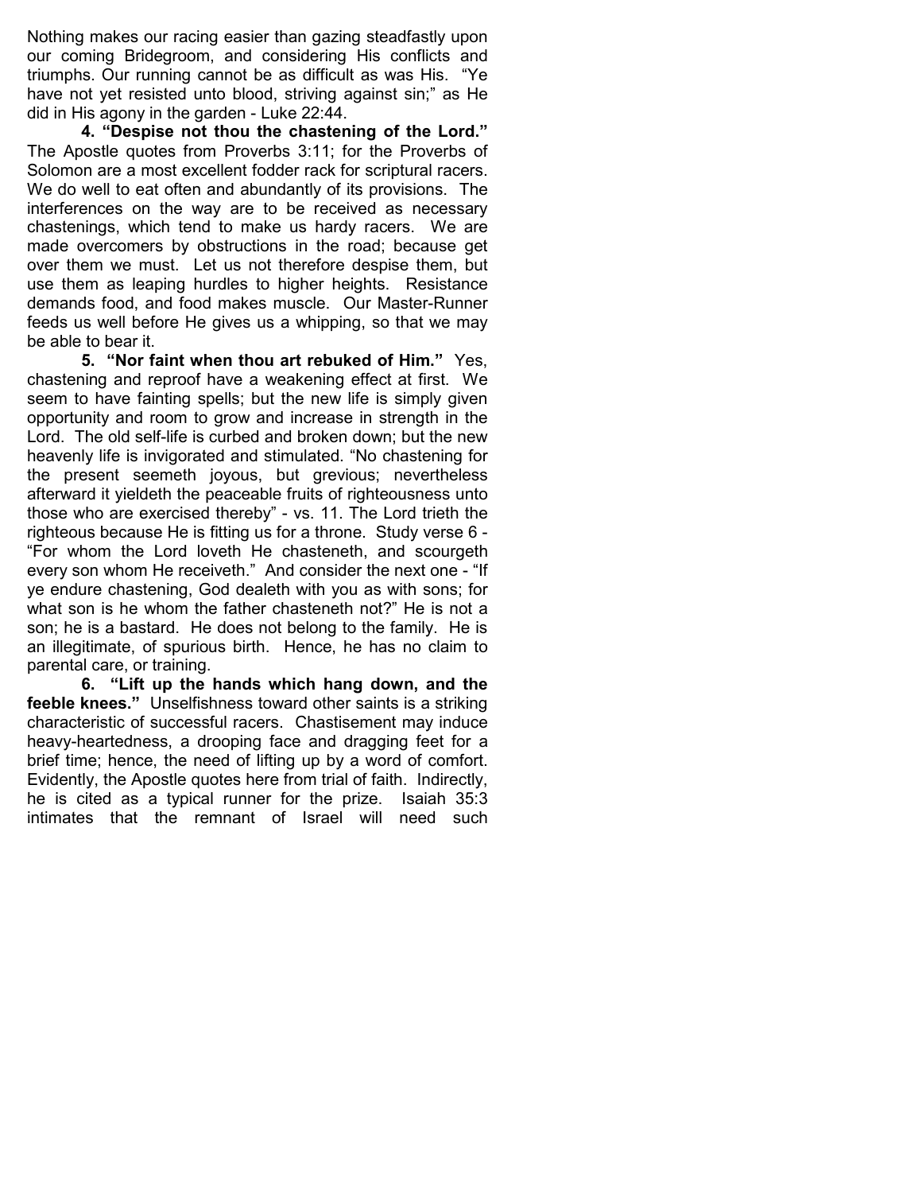Nothing makes our racing easier than gazing steadfastly upon our coming Bridegroom, and considering His conflicts and triumphs. Our running cannot be as difficult as was His. "Ye have not yet resisted unto blood, striving against sin;" as He did in His agony in the garden - Luke 22:44.

**4. "Despise not thou the chastening of the Lord."** The Apostle quotes from Proverbs 3:11; for the Proverbs of Solomon are a most excellent fodder rack for scriptural racers. We do well to eat often and abundantly of its provisions. The interferences on the way are to be received as necessary chastenings, which tend to make us hardy racers. We are made overcomers by obstructions in the road; because get over them we must. Let us not therefore despise them, but use them as leaping hurdles to higher heights. Resistance demands food, and food makes muscle. Our Master-Runner feeds us well before He gives us a whipping, so that we may be able to bear it.

**5. "Nor faint when thou art rebuked of Him."** Yes, chastening and reproof have a weakening effect at first. We seem to have fainting spells; but the new life is simply given opportunity and room to grow and increase in strength in the Lord. The old self-life is curbed and broken down; but the new heavenly life is invigorated and stimulated. "No chastening for the present seemeth joyous, but grevious; nevertheless afterward it yieldeth the peaceable fruits of righteousness unto those who are exercised thereby" - vs. 11. The Lord trieth the righteous because He is fitting us for a throne. Study verse 6 - "For whom the Lord loveth He chasteneth, and scourgeth every son whom He receiveth." And consider the next one - "If ye endure chastening, God dealeth with you as with sons; for what son is he whom the father chasteneth not?" He is not a son; he is a bastard. He does not belong to the family. He is an illegitimate, of spurious birth. Hence, he has no claim to parental care, or training.

**6. "Lift up the hands which hang down, and the feeble knees."** Unselfishness toward other saints is a striking characteristic of successful racers. Chastisement may induce heavy-heartedness, a drooping face and dragging feet for a brief time; hence, the need of lifting up by a word of comfort. Evidently, the Apostle quotes here from trial of faith. Indirectly, he is cited as a typical runner for the prize. Isaiah 35:3 intimates that the remnant of Israel will need such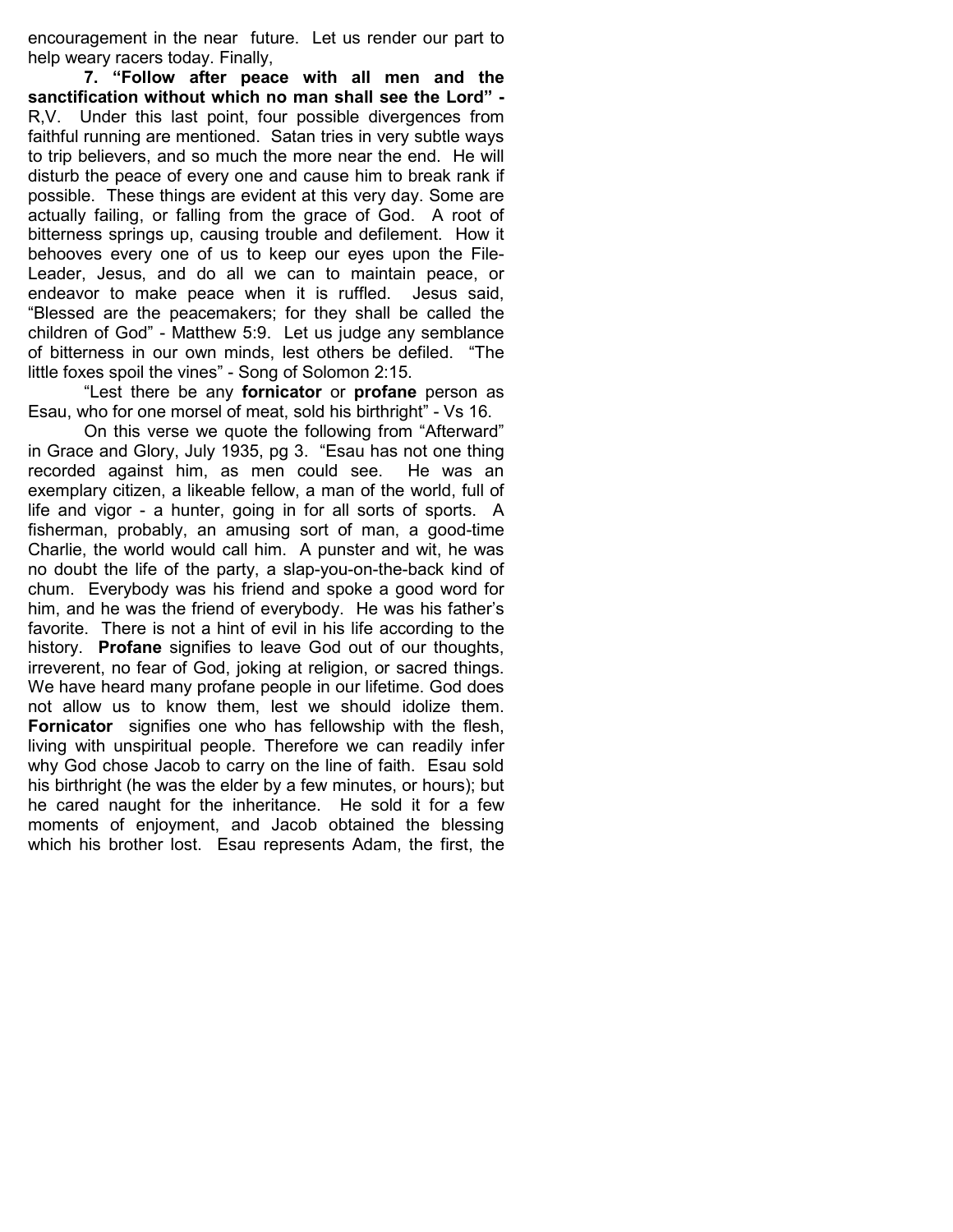encouragement in the near future. Let us render our part to help weary racers today. Finally,

**7. "Follow after peace with all men and the sanctification without which no man shall see the Lord" -** R,V. Under this last point, four possible divergences from faithful running are mentioned. Satan tries in very subtle ways to trip believers, and so much the more near the end. He will disturb the peace of every one and cause him to break rank if possible. These things are evident at this very day. Some are actually failing, or falling from the grace of God. A root of bitterness springs up, causing trouble and defilement. How it behooves every one of us to keep our eyes upon the File-Leader, Jesus, and do all we can to maintain peace, or endeavor to make peace when it is ruffled. Jesus said, "Blessed are the peacemakers; for they shall be called the children of God" - Matthew 5:9. Let us judge any semblance of bitterness in our own minds, lest others be defiled. "The little foxes spoil the vines" - Song of Solomon 2:15.

"Lest there be any **fornicator** or **profane** person as Esau, who for one morsel of meat, sold his birthright" - Vs 16.

On this verse we quote the following from "Afterward" in Grace and Glory, July 1935, pg 3. "Esau has not one thing recorded against him, as men could see. He was an exemplary citizen, a likeable fellow, a man of the world, full of life and vigor - a hunter, going in for all sorts of sports. A fisherman, probably, an amusing sort of man, a good-time Charlie, the world would call him. A punster and wit, he was no doubt the life of the party, a slap-you-on-the-back kind of chum. Everybody was his friend and spoke a good word for him, and he was the friend of everybody. He was his father's favorite. There is not a hint of evil in his life according to the history. **Profane** signifies to leave God out of our thoughts, irreverent, no fear of God, joking at religion, or sacred things. We have heard many profane people in our lifetime. God does not allow us to know them, lest we should idolize them. **Fornicator** signifies one who has fellowship with the flesh, living with unspiritual people. Therefore we can readily infer why God chose Jacob to carry on the line of faith. Esau sold his birthright (he was the elder by a few minutes, or hours); but he cared naught for the inheritance. He sold it for a few moments of enjoyment, and Jacob obtained the blessing which his brother lost. Esau represents Adam, the first, the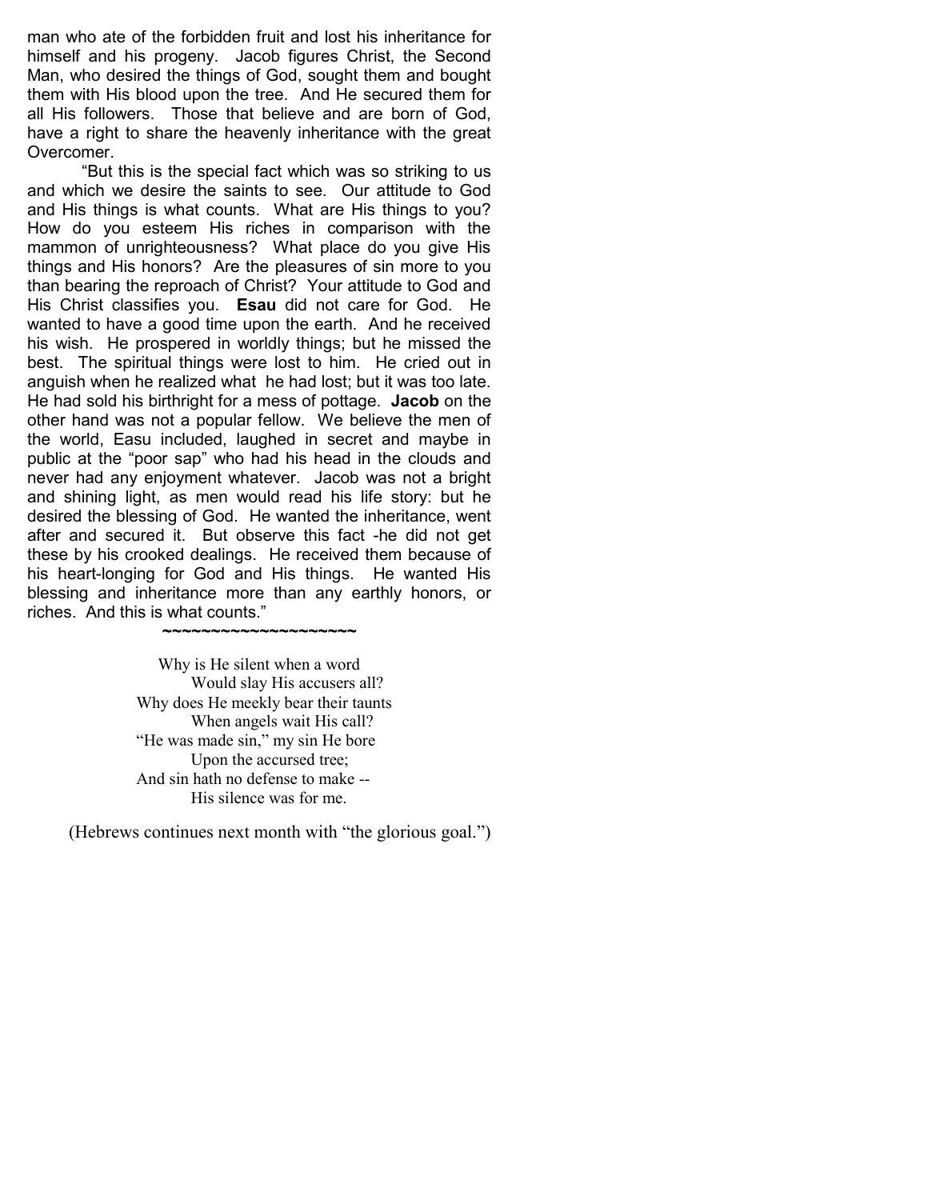man who ate of the forbidden fruit and lost his inheritance for himself and his progeny. Jacob figures Christ, the Second Man, who desired the things of God, sought them and bought them with His blood upon the tree. And He secured them for all His followers. Those that believe and are born of God, have a right to share the heavenly inheritance with the great Overcomer.

"But this is the special fact which was so striking to us and which we desire the saints to see. Our attitude to God and His things is what counts. What are His things to you? How do you esteem His riches in comparison with the mammon of unrighteousness? What place do you give His things and His honors? Are the pleasures of sin more to you than bearing the reproach of Christ? Your attitude to God and His Christ classifies you. **Esau** did not care for God. He wanted to have a good time upon the earth. And he received his wish. He prospered in worldly things; but he missed the best. The spiritual things were lost to him. He cried out in anguish when he realized what he had lost; but it was too late. He had sold his birthright for a mess of pottage. **Jacob** on the other hand was not a popular fellow. We believe the men of the world, Easu included, laughed in secret and maybe in public at the "poor sap" who had his head in the clouds and never had any enjoyment whatever. Jacob was not a bright and shining light, as men would read his life story: but he desired the blessing of God. He wanted the inheritance, went after and secured it. But observe this fact -he did not get these by his crooked dealings. He received them because of his heart-longing for God and His things. He wanted His blessing and inheritance more than any earthly honors, or riches. And this is what counts."

~~~~~~~~~~~~~~~~~~~~

Why is He silent when a word
Would slay His accusers all?
Why does He meekly bear their taunts
When angels wait His call?
"He was made sin," my sin He bore
Upon the accursed tree;
And sin hath no defense to make --
His silence was for me.

(Hebrews continues next month with "the glorious goal.")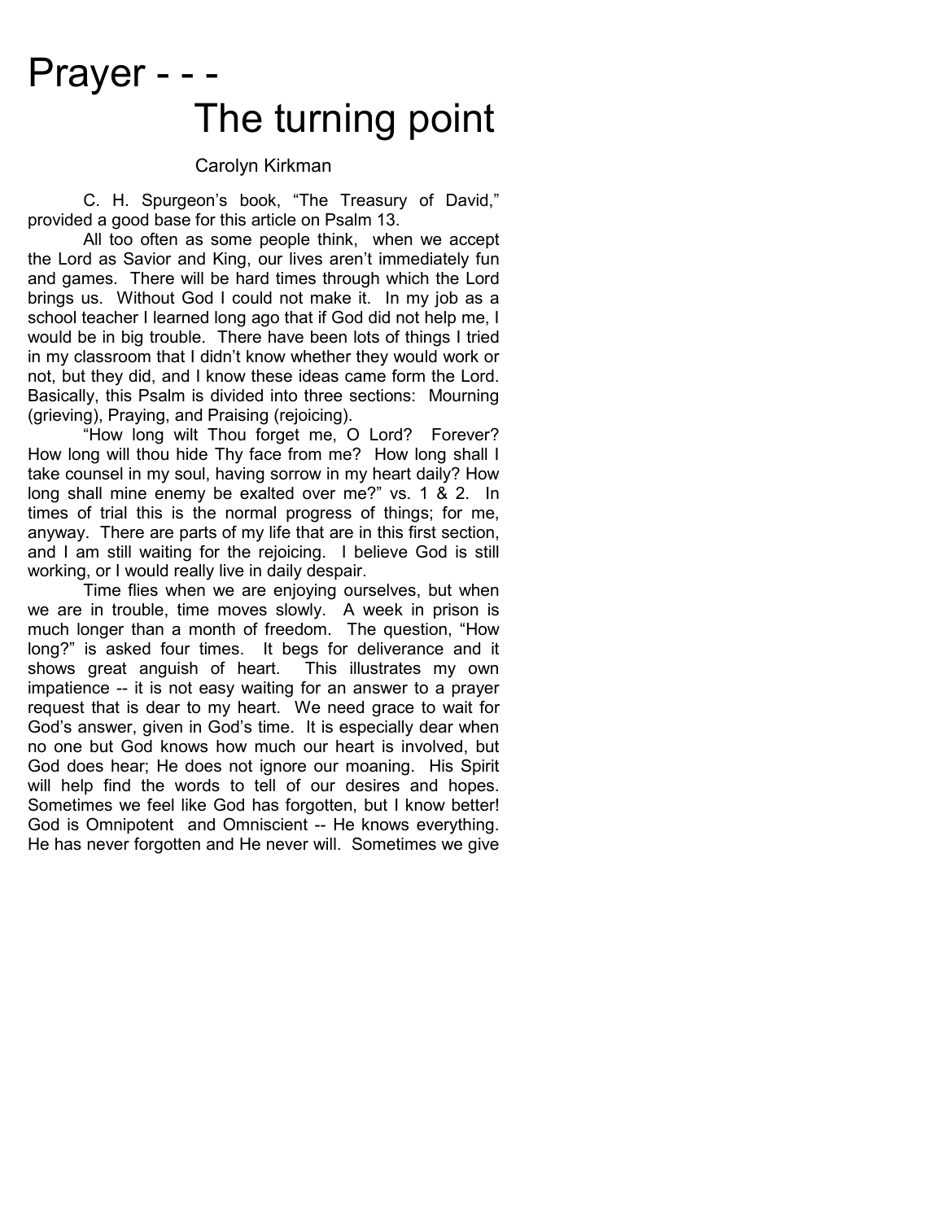# Prayer - - -
# The turning point

Carolyn Kirkman

C. H. Spurgeon's book, "The Treasury of David," provided a good base for this article on Psalm 13.

All too often as some people think, when we accept the Lord as Savior and King, our lives aren't immediately fun and games. There will be hard times through which the Lord brings us. Without God I could not make it. In my job as a school teacher I learned long ago that if God did not help me, I would be in big trouble. There have been lots of things I tried in my classroom that I didn't know whether they would work or not, but they did, and I know these ideas came form the Lord. Basically, this Psalm is divided into three sections: Mourning (grieving), Praying, and Praising (rejoicing).

"How long wilt Thou forget me, O Lord? Forever? How long will thou hide Thy face from me? How long shall I take counsel in my soul, having sorrow in my heart daily? How long shall mine enemy be exalted over me?" vs. 1 & 2. In times of trial this is the normal progress of things; for me, anyway. There are parts of my life that are in this first section, and I am still waiting for the rejoicing. I believe God is still working, or I would really live in daily despair.

Time flies when we are enjoying ourselves, but when we are in trouble, time moves slowly. A week in prison is much longer than a month of freedom. The question, "How long?" is asked four times. It begs for deliverance and it shows great anguish of heart. This illustrates my own impatience -- it is not easy waiting for an answer to a prayer request that is dear to my heart. We need grace to wait for God's answer, given in God's time. It is especially dear when no one but God knows how much our heart is involved, but God does hear; He does not ignore our moaning. His Spirit will help find the words to tell of our desires and hopes. Sometimes we feel like God has forgotten, but I know better! God is Omnipotent and Omniscient -- He knows everything. He has never forgotten and He never will. Sometimes we give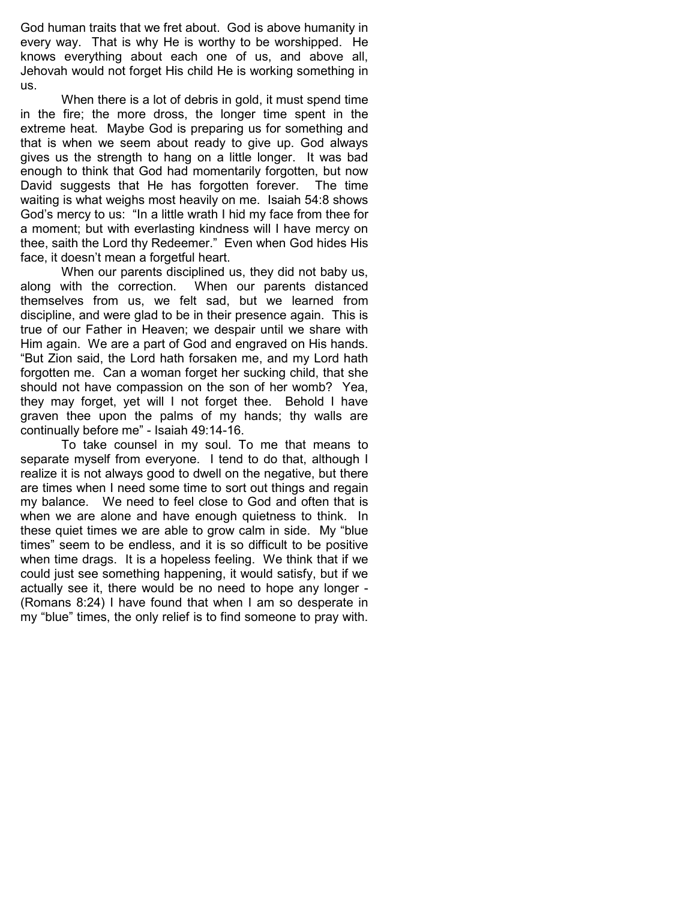God human traits that we fret about. God is above humanity in every way. That is why He is worthy to be worshipped. He knows everything about each one of us, and above all, Jehovah would not forget His child He is working something in us.

When there is a lot of debris in gold, it must spend time in the fire; the more dross, the longer time spent in the extreme heat. Maybe God is preparing us for something and that is when we seem about ready to give up. God always gives us the strength to hang on a little longer. It was bad enough to think that God had momentarily forgotten, but now David suggests that He has forgotten forever. The time waiting is what weighs most heavily on me. Isaiah 54:8 shows God's mercy to us: "In a little wrath I hid my face from thee for a moment; but with everlasting kindness will I have mercy on thee, saith the Lord thy Redeemer." Even when God hides His face, it doesn't mean a forgetful heart.

When our parents disciplined us, they did not baby us, along with the correction. When our parents distanced themselves from us, we felt sad, but we learned from discipline, and were glad to be in their presence again. This is true of our Father in Heaven; we despair until we share with Him again. We are a part of God and engraved on His hands. "But Zion said, the Lord hath forsaken me, and my Lord hath forgotten me. Can a woman forget her sucking child, that she should not have compassion on the son of her womb? Yea, they may forget, yet will I not forget thee. Behold I have graven thee upon the palms of my hands; thy walls are continually before me" - Isaiah 49:14-16.

To take counsel in my soul. To me that means to separate myself from everyone. I tend to do that, although I realize it is not always good to dwell on the negative, but there are times when I need some time to sort out things and regain my balance. We need to feel close to God and often that is when we are alone and have enough quietness to think. In these quiet times we are able to grow calm in side. My "blue times" seem to be endless, and it is so difficult to be positive when time drags. It is a hopeless feeling. We think that if we could just see something happening, it would satisfy, but if we actually see it, there would be no need to hope any longer - (Romans 8:24) I have found that when I am so desperate in my "blue" times, the only relief is to find someone to pray with.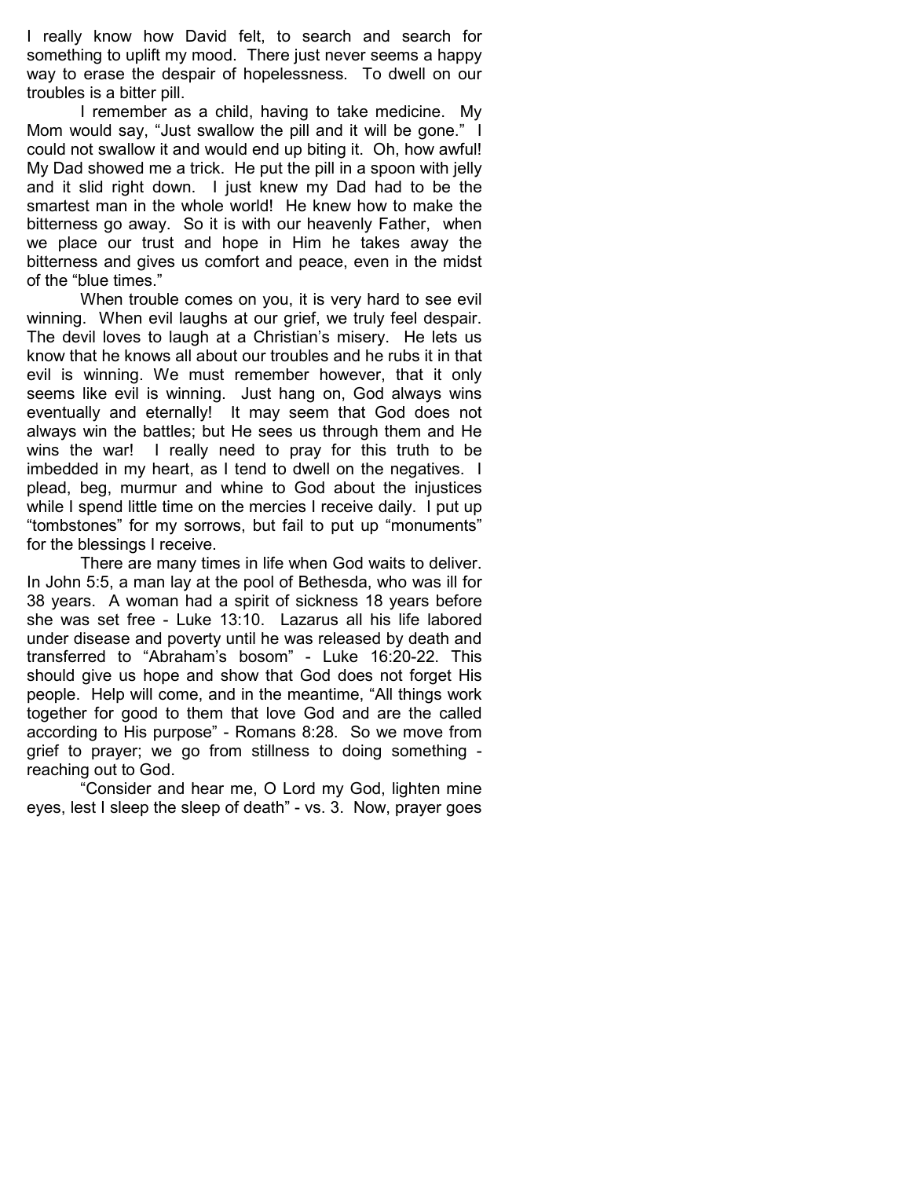I really know how David felt, to search and search for something to uplift my mood. There just never seems a happy way to erase the despair of hopelessness. To dwell on our troubles is a bitter pill.

I remember as a child, having to take medicine. My Mom would say, "Just swallow the pill and it will be gone." I could not swallow it and would end up biting it. Oh, how awful! My Dad showed me a trick. He put the pill in a spoon with jelly and it slid right down. I just knew my Dad had to be the smartest man in the whole world! He knew how to make the bitterness go away. So it is with our heavenly Father, when we place our trust and hope in Him he takes away the bitterness and gives us comfort and peace, even in the midst of the "blue times."

When trouble comes on you, it is very hard to see evil winning. When evil laughs at our grief, we truly feel despair. The devil loves to laugh at a Christian's misery. He lets us know that he knows all about our troubles and he rubs it in that evil is winning. We must remember however, that it only seems like evil is winning. Just hang on, God always wins eventually and eternally! It may seem that God does not always win the battles; but He sees us through them and He wins the war! I really need to pray for this truth to be imbedded in my heart, as I tend to dwell on the negatives. I plead, beg, murmur and whine to God about the injustices while I spend little time on the mercies I receive daily. I put up "tombstones" for my sorrows, but fail to put up "monuments" for the blessings I receive.

There are many times in life when God waits to deliver. In John 5:5, a man lay at the pool of Bethesda, who was ill for 38 years. A woman had a spirit of sickness 18 years before she was set free - Luke 13:10. Lazarus all his life labored under disease and poverty until he was released by death and transferred to "Abraham's bosom" - Luke 16:20-22. This should give us hope and show that God does not forget His people. Help will come, and in the meantime, "All things work together for good to them that love God and are the called according to His purpose" - Romans 8:28. So we move from grief to prayer; we go from stillness to doing something - reaching out to God.

"Consider and hear me, O Lord my God, lighten mine eyes, lest I sleep the sleep of death" - vs. 3. Now, prayer goes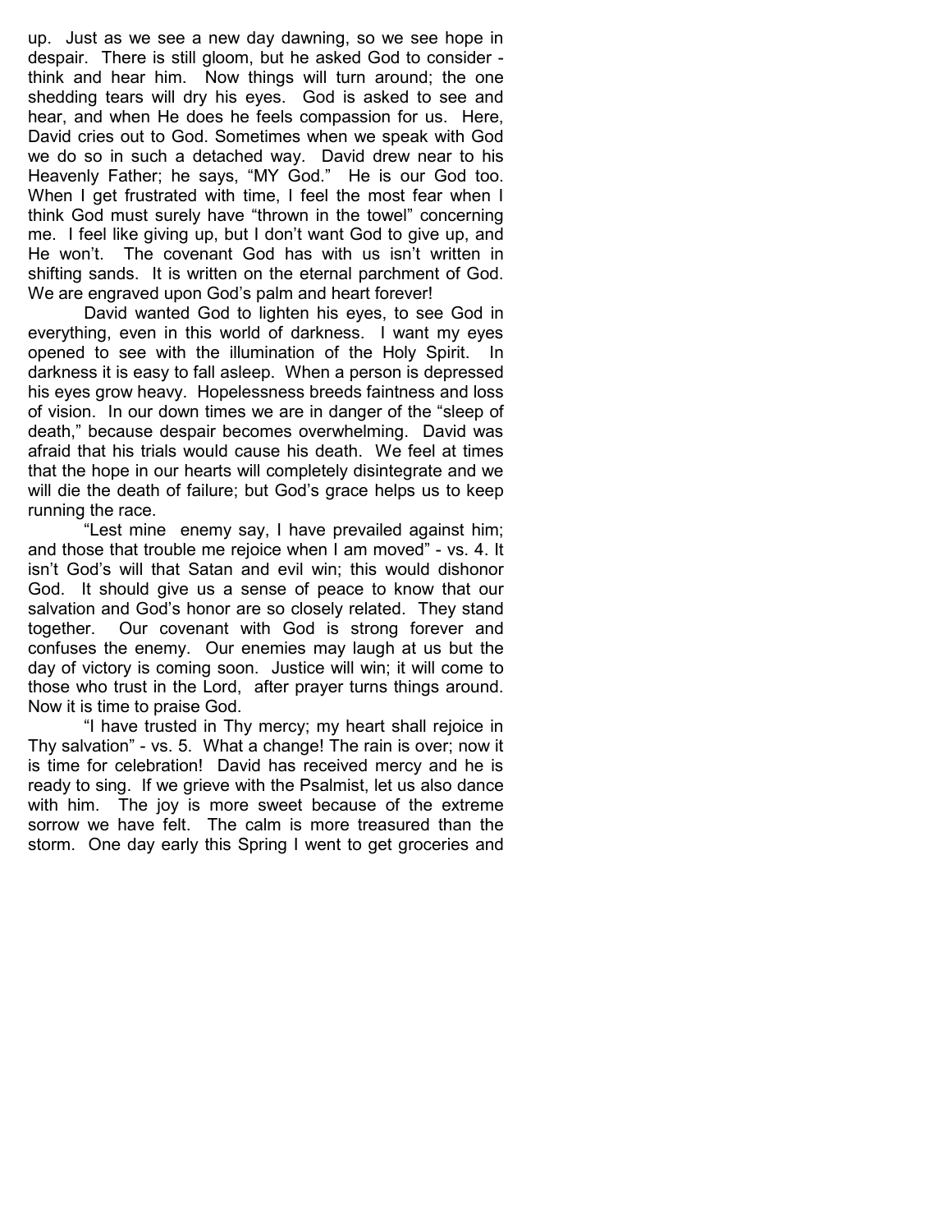up. Just as we see a new day dawning, so we see hope in despair. There is still gloom, but he asked God to consider - think and hear him. Now things will turn around; the one shedding tears will dry his eyes. God is asked to see and hear, and when He does he feels compassion for us. Here, David cries out to God. Sometimes when we speak with God we do so in such a detached way. David drew near to his Heavenly Father; he says, "MY God." He is our God too. When I get frustrated with time, I feel the most fear when I think God must surely have "thrown in the towel" concerning me. I feel like giving up, but I don't want God to give up, and He won't. The covenant God has with us isn't written in shifting sands. It is written on the eternal parchment of God. We are engraved upon God's palm and heart forever!

David wanted God to lighten his eyes, to see God in everything, even in this world of darkness. I want my eyes opened to see with the illumination of the Holy Spirit. In darkness it is easy to fall asleep. When a person is depressed his eyes grow heavy. Hopelessness breeds faintness and loss of vision. In our down times we are in danger of the "sleep of death," because despair becomes overwhelming. David was afraid that his trials would cause his death. We feel at times that the hope in our hearts will completely disintegrate and we will die the death of failure; but God's grace helps us to keep running the race.

"Lest mine enemy say, I have prevailed against him; and those that trouble me rejoice when I am moved" - vs. 4. It isn't God's will that Satan and evil win; this would dishonor God. It should give us a sense of peace to know that our salvation and God's honor are so closely related. They stand together. Our covenant with God is strong forever and confuses the enemy. Our enemies may laugh at us but the day of victory is coming soon. Justice will win; it will come to those who trust in the Lord, after prayer turns things around. Now it is time to praise God.

"I have trusted in Thy mercy; my heart shall rejoice in Thy salvation" - vs. 5. What a change! The rain is over; now it is time for celebration! David has received mercy and he is ready to sing. If we grieve with the Psalmist, let us also dance with him. The joy is more sweet because of the extreme sorrow we have felt. The calm is more treasured than the storm. One day early this Spring I went to get groceries and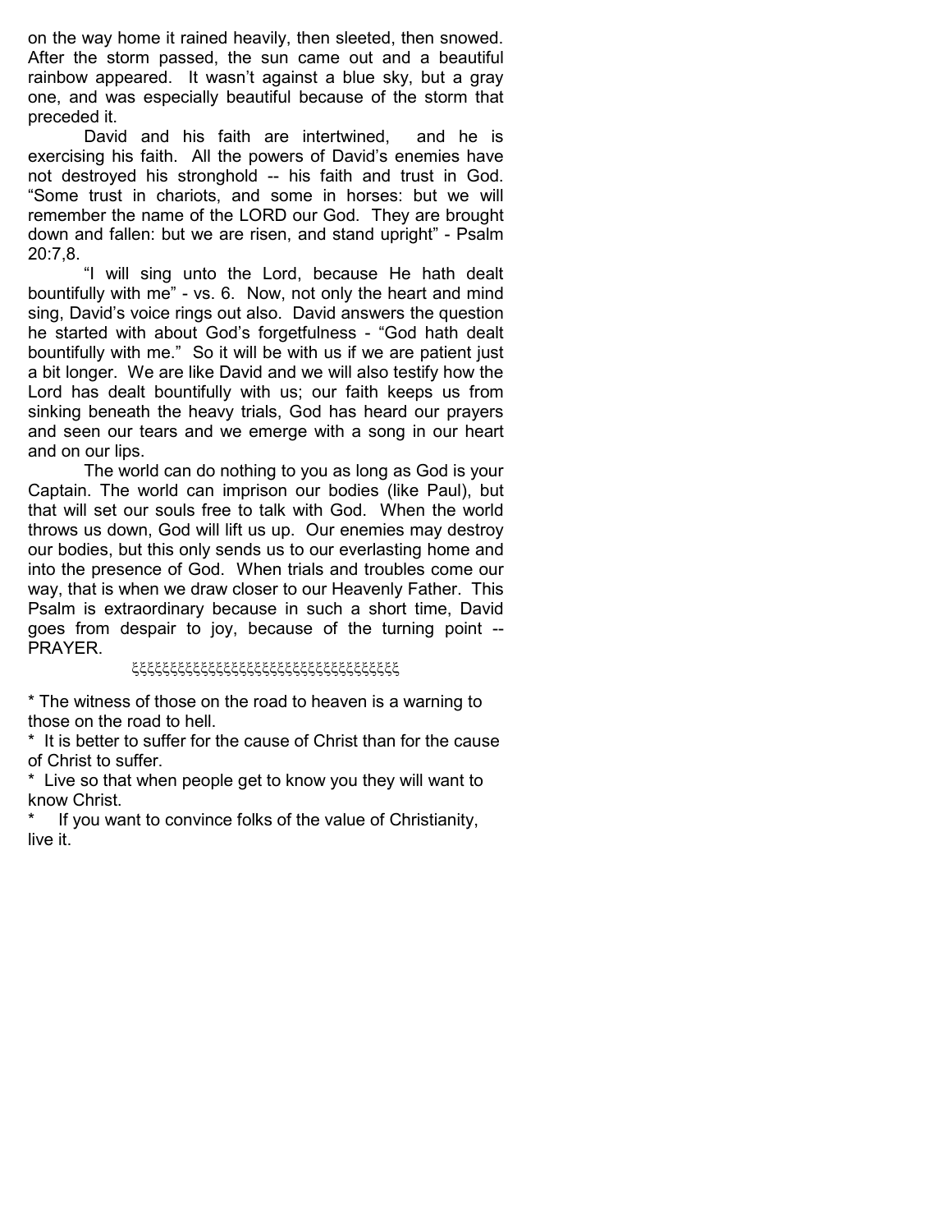on the way home it rained heavily, then sleeted, then snowed. After the storm passed, the sun came out and a beautiful rainbow appeared. It wasn't against a blue sky, but a gray one, and was especially beautiful because of the storm that preceded it.

David and his faith are intertwined, and he is exercising his faith. All the powers of David's enemies have not destroyed his stronghold -- his faith and trust in God. "Some trust in chariots, and some in horses: but we will remember the name of the LORD our God. They are brought down and fallen: but we are risen, and stand upright" - Psalm 20:7,8.

"I will sing unto the Lord, because He hath dealt bountifully with me" - vs. 6. Now, not only the heart and mind sing, David's voice rings out also. David answers the question he started with about God's forgetfulness - "God hath dealt bountifully with me." So it will be with us if we are patient just a bit longer. We are like David and we will also testify how the Lord has dealt bountifully with us; our faith keeps us from sinking beneath the heavy trials, God has heard our prayers and seen our tears and we emerge with a song in our heart and on our lips.

The world can do nothing to you as long as God is your Captain. The world can imprison our bodies (like Paul), but that will set our souls free to talk with God. When the world throws us down, God will lift us up. Our enemies may destroy our bodies, but this only sends us to our everlasting home and into the presence of God. When trials and troubles come our way, that is when we draw closer to our Heavenly Father. This Psalm is extraordinary because in such a short time, David goes from despair to joy, because of the turning point -- PRAYER.

ξξξξξξξξξξξξξξξξξξξξξξξξξξξξξξξξξξξξ

* The witness of those on the road to heaven is a warning to those on the road to hell.
* It is better to suffer for the cause of Christ than for the cause of Christ to suffer.
* Live so that when people get to know you they will want to know Christ.
* If you want to convince folks of the value of Christianity, live it.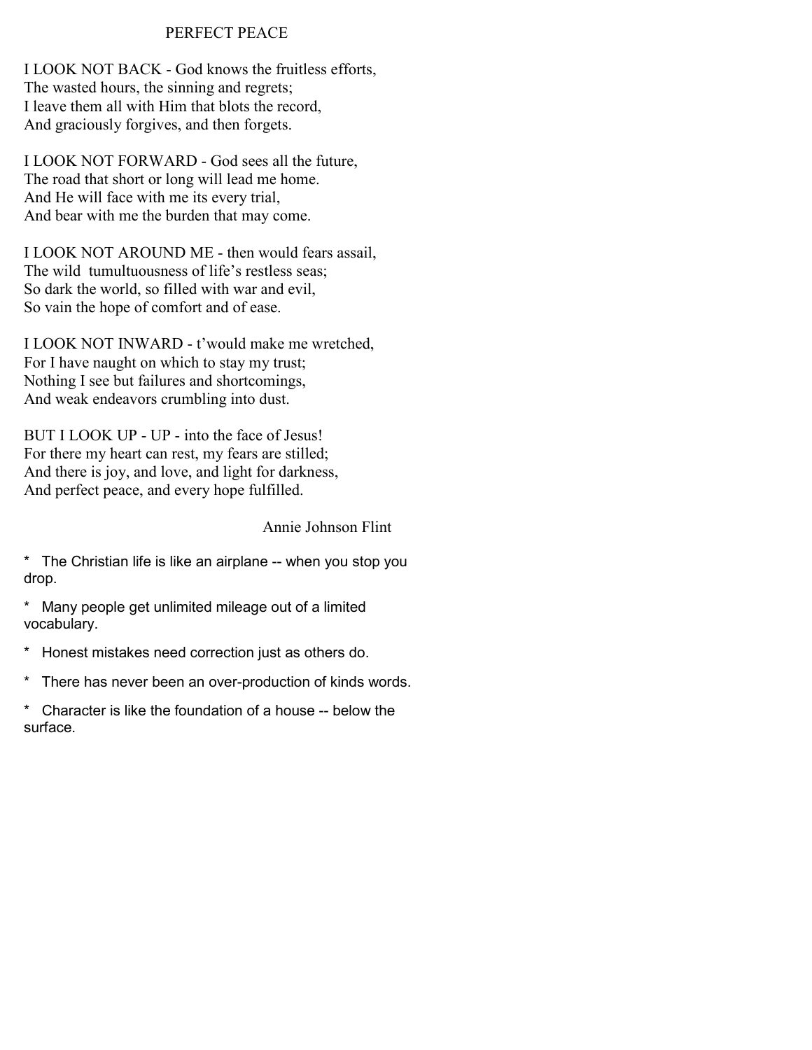# PERFECT PEACE

I LOOK NOT BACK - God knows the fruitless efforts,
The wasted hours, the sinning and regrets;
I leave them all with Him that blots the record,
And graciously forgives, and then forgets.

I LOOK NOT FORWARD - God sees all the future,
The road that short or long will lead me home.
And He will face with me its every trial,
And bear with me the burden that may come.

I LOOK NOT AROUND ME - then would fears assail,
The wild tumultuousness of life's restless seas;
So dark the world, so filled with war and evil,
So vain the hope of comfort and of ease.

I LOOK NOT INWARD - t'would make me wretched,
For I have naught on which to stay my trust;
Nothing I see but failures and shortcomings,
And weak endeavors crumbling into dust.

BUT I LOOK UP - UP - into the face of Jesus!
For there my heart can rest, my fears are stilled;
And there is joy, and love, and light for darkness,
And perfect peace, and every hope fulfilled.

Annie Johnson Flint

* The Christian life is like an airplane -- when you stop you drop.

* Many people get unlimited mileage out of a limited vocabulary.

* Honest mistakes need correction just as others do.

* There has never been an over-production of kinds words.

* Character is like the foundation of a house -- below the surface.